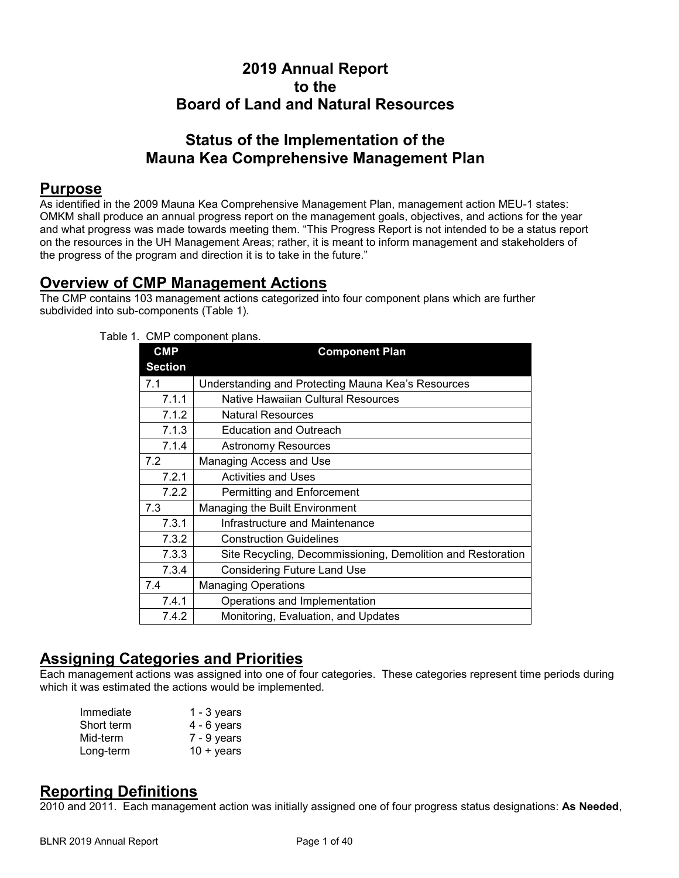# 2019 Annual Report to the Board of Land and Natural Resources

# Status of the Implementation of the Mauna Kea Comprehensive Management Plan

## Purpose

As identified in the 2009 Mauna Kea Comprehensive Management Plan, management action MEU-1 states: OMKM shall produce an annual progress report on the management goals, objectives, and actions for the year and what progress was made towards meeting them. "This Progress Report is not intended to be a status report on the resources in the UH Management Areas; rather, it is meant to inform management and stakeholders of the progress of the program and direction it is to take in the future."

## Overview of CMP Management Actions

The CMP contains 103 management actions categorized into four component plans which are further subdivided into sub-components (Table 1).

Table 1. CMP component plans.

| CMP Section | Component Plan |
|---|---|
| 7.1 | Understanding and Protecting Mauna Kea's Resources |
| 7.1.1 | Native Hawaiian Cultural Resources |
| 7.1.2 | Natural Resources |
| 7.1.3 | Education and Outreach |
| 7.1.4 | Astronomy Resources |
| 7.2 | Managing Access and Use |
| 7.2.1 | Activities and Uses |
| 7.2.2 | Permitting and Enforcement |
| 7.3 | Managing the Built Environment |
| 7.3.1 | Infrastructure and Maintenance |
| 7.3.2 | Construction Guidelines |
| 7.3.3 | Site Recycling, Decommissioning, Demolition and Restoration |
| 7.3.4 | Considering Future Land Use |
| 7.4 | Managing Operations |
| 7.4.1 | Operations and Implementation |
| 7.4.2 | Monitoring, Evaluation, and Updates |

## Assigning Categories and Priorities

Each management actions was assigned into one of four categories. These categories represent time periods during which it was estimated the actions would be implemented.

| | |
|---|---|
| Immediate | 1 - 3 years |
| Short term | 4 - 6 years |
| Mid-term | 7 - 9 years |
| Long-term | 10 + years |

## Reporting Definitions

2010 and 2011. Each management action was initially assigned one of four progress status designations: **As Needed**,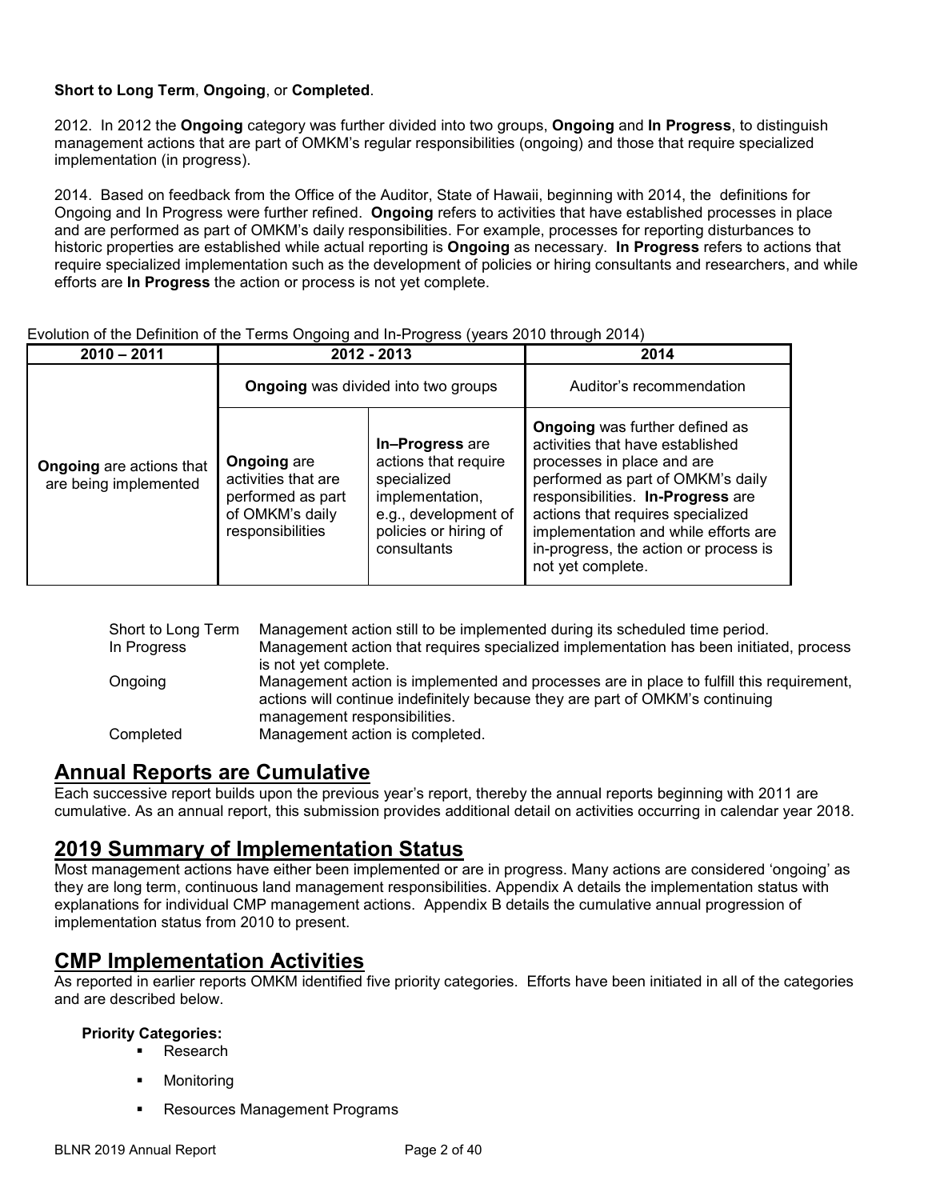**Short to Long Term**, **Ongoing**, or **Completed**.

2012. In 2012 the **Ongoing** category was further divided into two groups, **Ongoing** and **In Progress**, to distinguish management actions that are part of OMKM's regular responsibilities (ongoing) and those that require specialized implementation (in progress).

2014. Based on feedback from the Office of the Auditor, State of Hawaii, beginning with 2014, the definitions for Ongoing and In Progress were further refined. **Ongoing** refers to activities that have established processes in place and are performed as part of OMKM's daily responsibilities. For example, processes for reporting disturbances to historic properties are established while actual reporting is **Ongoing** as necessary. **In Progress** refers to actions that require specialized implementation such as the development of policies or hiring consultants and researchers, and while efforts are **In Progress** the action or process is not yet complete.

Evolution of the Definition of the Terms Ongoing and In-Progress (years 2010 through 2014)

| 2010 – 2011 | 2012 - 2013 | | 2014 |
|---|---|---|---|
| | **Ongoing** was divided into two groups | | Auditor's recommendation |
| **Ongoing** are actions that are being implemented | **Ongoing** are activities that are performed as part of OMKM's daily responsibilities | **In–Progress** are actions that require specialized implementation, e.g., development of policies or hiring of consultants | **Ongoing** was further defined as activities that have established processes in place and are performed as part of OMKM's daily responsibilities. **In-Progress** are actions that requires specialized implementation and while efforts are in-progress, the action or process is not yet complete. |

| | |
|---|---|
| Short to Long Term | Management action still to be implemented during its scheduled time period. |
| In Progress | Management action that requires specialized implementation has been initiated, process is not yet complete. |
| Ongoing | Management action is implemented and processes are in place to fulfill this requirement, actions will continue indefinitely because they are part of OMKM's continuing management responsibilities. |
| Completed | Management action is completed. |

## Annual Reports are Cumulative

Each successive report builds upon the previous year's report, thereby the annual reports beginning with 2011 are cumulative. As an annual report, this submission provides additional detail on activities occurring in calendar year 2018.

## 2019 Summary of Implementation Status

Most management actions have either been implemented or are in progress. Many actions are considered 'ongoing' as they are long term, continuous land management responsibilities. Appendix A details the implementation status with explanations for individual CMP management actions. Appendix B details the cumulative annual progression of implementation status from 2010 to present.

## CMP Implementation Activities

As reported in earlier reports OMKM identified five priority categories. Efforts have been initiated in all of the categories and are described below.

**Priority Categories:**

- Research
- Monitoring
- Resources Management Programs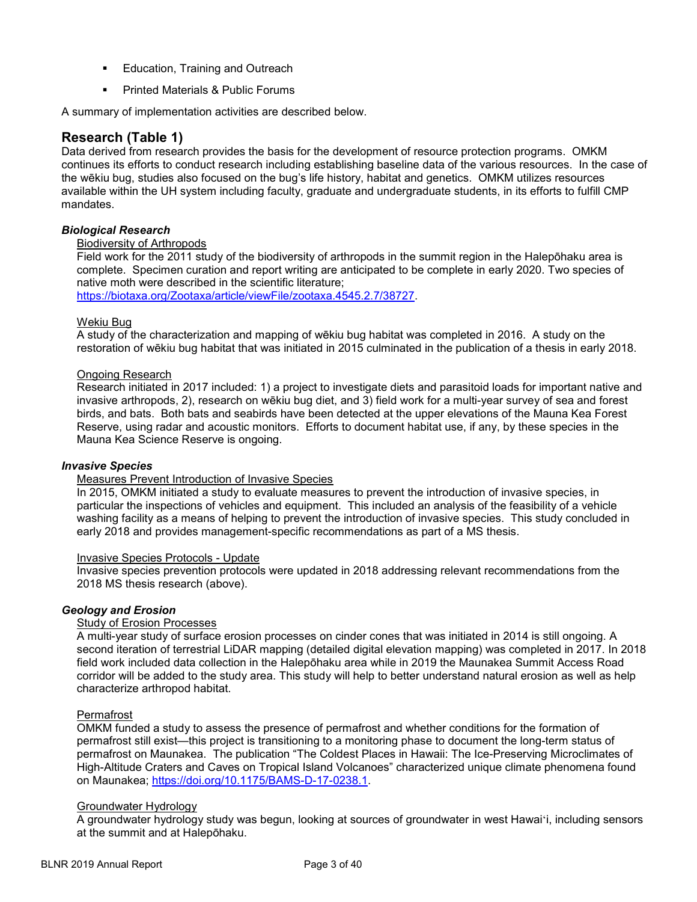- Education, Training and Outreach
- Printed Materials & Public Forums

A summary of implementation activities are described below.

## Research (Table 1)

Data derived from research provides the basis for the development of resource protection programs. OMKM continues its efforts to conduct research including establishing baseline data of the various resources. In the case of the wēkiu bug, studies also focused on the bug's life history, habitat and genetics. OMKM utilizes resources available within the UH system including faculty, graduate and undergraduate students, in its efforts to fulfill CMP mandates.

### *Biological Research*

Biodiversity of Arthropods

Field work for the 2011 study of the biodiversity of arthropods in the summit region in the Halepōhaku area is complete. Specimen curation and report writing are anticipated to be complete in early 2020. Two species of native moth were described in the scientific literature; https://biotaxa.org/Zootaxa/article/viewFile/zootaxa.4545.2.7/38727.

Wekiu Bug

A study of the characterization and mapping of wēkiu bug habitat was completed in 2016. A study on the restoration of wēkiu bug habitat that was initiated in 2015 culminated in the publication of a thesis in early 2018.

Ongoing Research

Research initiated in 2017 included: 1) a project to investigate diets and parasitoid loads for important native and invasive arthropods, 2), research on wēkiu bug diet, and 3) field work for a multi-year survey of sea and forest birds, and bats. Both bats and seabirds have been detected at the upper elevations of the Mauna Kea Forest Reserve, using radar and acoustic monitors. Efforts to document habitat use, if any, by these species in the Mauna Kea Science Reserve is ongoing.

### *Invasive Species*

Measures Prevent Introduction of Invasive Species

In 2015, OMKM initiated a study to evaluate measures to prevent the introduction of invasive species, in particular the inspections of vehicles and equipment. This included an analysis of the feasibility of a vehicle washing facility as a means of helping to prevent the introduction of invasive species. This study concluded in early 2018 and provides management-specific recommendations as part of a MS thesis.

Invasive Species Protocols - Update

Invasive species prevention protocols were updated in 2018 addressing relevant recommendations from the 2018 MS thesis research (above).

### *Geology and Erosion*

Study of Erosion Processes

A multi-year study of surface erosion processes on cinder cones that was initiated in 2014 is still ongoing. A second iteration of terrestrial LiDAR mapping (detailed digital elevation mapping) was completed in 2017. In 2018 field work included data collection in the Halepōhaku area while in 2019 the Maunakea Summit Access Road corridor will be added to the study area. This study will help to better understand natural erosion as well as help characterize arthropod habitat.

Permafrost

OMKM funded a study to assess the presence of permafrost and whether conditions for the formation of permafrost still exist—this project is transitioning to a monitoring phase to document the long-term status of permafrost on Maunakea. The publication "The Coldest Places in Hawaii: The Ice-Preserving Microclimates of High-Altitude Craters and Caves on Tropical Island Volcanoes" characterized unique climate phenomena found on Maunakea; https://doi.org/10.1175/BAMS-D-17-0238.1.

Groundwater Hydrology

A groundwater hydrology study was begun, looking at sources of groundwater in west Hawaiʻi, including sensors at the summit and at Halepōhaku.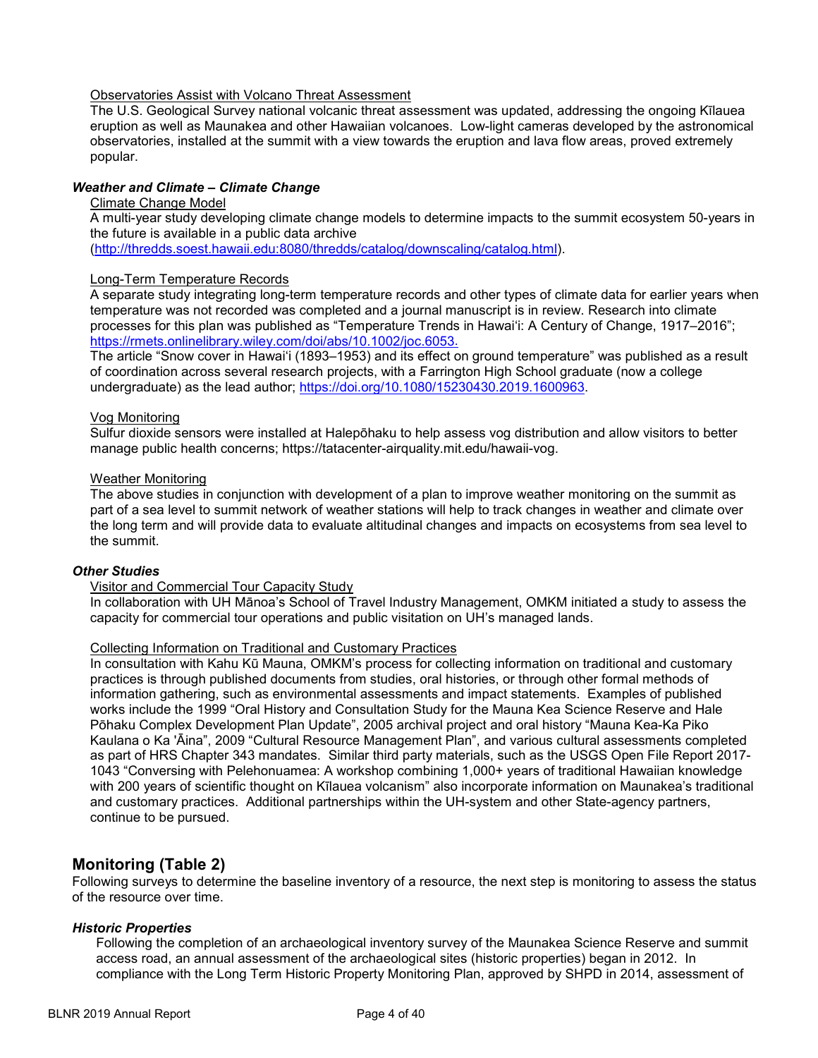Observatories Assist with Volcano Threat Assessment

The U.S. Geological Survey national volcanic threat assessment was updated, addressing the ongoing Kīlauea eruption as well as Maunakea and other Hawaiian volcanoes. Low-light cameras developed by the astronomical observatories, installed at the summit with a view towards the eruption and lava flow areas, proved extremely popular.

### *Weather and Climate – Climate Change*

Climate Change Model

A multi-year study developing climate change models to determine impacts to the summit ecosystem 50-years in the future is available in a public data archive (http://thredds.soest.hawaii.edu:8080/thredds/catalog/downscaling/catalog.html).

Long-Term Temperature Records

A separate study integrating long-term temperature records and other types of climate data for earlier years when temperature was not recorded was completed and a journal manuscript is in review. Research into climate processes for this plan was published as "Temperature Trends in Hawai'i: A Century of Change, 1917–2016"; https://rmets.onlinelibrary.wiley.com/doi/abs/10.1002/joc.6053.

The article "Snow cover in Hawai'i (1893–1953) and its effect on ground temperature" was published as a result of coordination across several research projects, with a Farrington High School graduate (now a college undergraduate) as the lead author; https://doi.org/10.1080/15230430.2019.1600963.

Vog Monitoring

Sulfur dioxide sensors were installed at Halepōhaku to help assess vog distribution and allow visitors to better manage public health concerns; https://tatacenter-airquality.mit.edu/hawaii-vog.

Weather Monitoring

The above studies in conjunction with development of a plan to improve weather monitoring on the summit as part of a sea level to summit network of weather stations will help to track changes in weather and climate over the long term and will provide data to evaluate altitudinal changes and impacts on ecosystems from sea level to the summit.

### *Other Studies*

Visitor and Commercial Tour Capacity Study

In collaboration with UH Mānoa's School of Travel Industry Management, OMKM initiated a study to assess the capacity for commercial tour operations and public visitation on UH's managed lands.

Collecting Information on Traditional and Customary Practices

In consultation with Kahu Kū Mauna, OMKM's process for collecting information on traditional and customary practices is through published documents from studies, oral histories, or through other formal methods of information gathering, such as environmental assessments and impact statements. Examples of published works include the 1999 "Oral History and Consultation Study for the Mauna Kea Science Reserve and Hale Pōhaku Complex Development Plan Update", 2005 archival project and oral history "Mauna Kea-Ka Piko Kaulana o Ka 'Āina", 2009 "Cultural Resource Management Plan", and various cultural assessments completed as part of HRS Chapter 343 mandates. Similar third party materials, such as the USGS Open File Report 2017-1043 "Conversing with Pelehonuamea: A workshop combining 1,000+ years of traditional Hawaiian knowledge with 200 years of scientific thought on Kīlauea volcanism" also incorporate information on Maunakea's traditional and customary practices. Additional partnerships within the UH-system and other State-agency partners, continue to be pursued.

## Monitoring (Table 2)

Following surveys to determine the baseline inventory of a resource, the next step is monitoring to assess the status of the resource over time.

### *Historic Properties*

Following the completion of an archaeological inventory survey of the Maunakea Science Reserve and summit access road, an annual assessment of the archaeological sites (historic properties) began in 2012. In compliance with the Long Term Historic Property Monitoring Plan, approved by SHPD in 2014, assessment of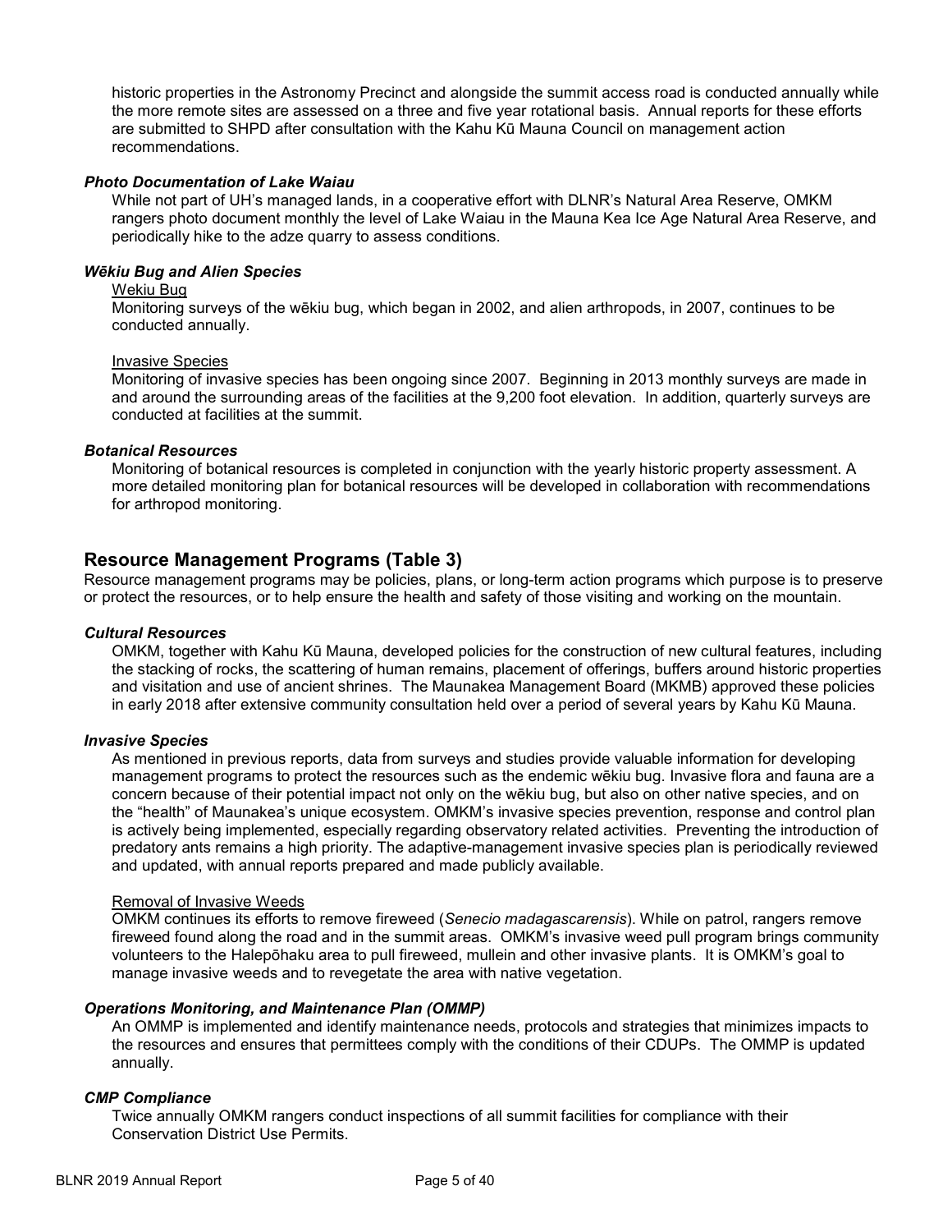historic properties in the Astronomy Precinct and alongside the summit access road is conducted annually while the more remote sites are assessed on a three and five year rotational basis. Annual reports for these efforts are submitted to SHPD after consultation with the Kahu Kū Mauna Council on management action recommendations.

***Photo Documentation of Lake Waiau***

While not part of UH's managed lands, in a cooperative effort with DLNR's Natural Area Reserve, OMKM rangers photo document monthly the level of Lake Waiau in the Mauna Kea Ice Age Natural Area Reserve, and periodically hike to the adze quarry to assess conditions.

***Wēkiu Bug and Alien Species***

Wekiu Bug

Monitoring surveys of the wēkiu bug, which began in 2002, and alien arthropods, in 2007, continues to be conducted annually.

Invasive Species

Monitoring of invasive species has been ongoing since 2007. Beginning in 2013 monthly surveys are made in and around the surrounding areas of the facilities at the 9,200 foot elevation. In addition, quarterly surveys are conducted at facilities at the summit.

***Botanical Resources***

Monitoring of botanical resources is completed in conjunction with the yearly historic property assessment. A more detailed monitoring plan for botanical resources will be developed in collaboration with recommendations for arthropod monitoring.

## Resource Management Programs (Table 3)

Resource management programs may be policies, plans, or long-term action programs which purpose is to preserve or protect the resources, or to help ensure the health and safety of those visiting and working on the mountain.

***Cultural Resources***

OMKM, together with Kahu Kū Mauna, developed policies for the construction of new cultural features, including the stacking of rocks, the scattering of human remains, placement of offerings, buffers around historic properties and visitation and use of ancient shrines. The Maunakea Management Board (MKMB) approved these policies in early 2018 after extensive community consultation held over a period of several years by Kahu Kū Mauna.

***Invasive Species***

As mentioned in previous reports, data from surveys and studies provide valuable information for developing management programs to protect the resources such as the endemic wēkiu bug. Invasive flora and fauna are a concern because of their potential impact not only on the wēkiu bug, but also on other native species, and on the "health" of Maunakea's unique ecosystem. OMKM's invasive species prevention, response and control plan is actively being implemented, especially regarding observatory related activities. Preventing the introduction of predatory ants remains a high priority. The adaptive-management invasive species plan is periodically reviewed and updated, with annual reports prepared and made publicly available.

Removal of Invasive Weeds

OMKM continues its efforts to remove fireweed (*Senecio madagascarensis*). While on patrol, rangers remove fireweed found along the road and in the summit areas. OMKM's invasive weed pull program brings community volunteers to the Halepōhaku area to pull fireweed, mullein and other invasive plants. It is OMKM's goal to manage invasive weeds and to revegetate the area with native vegetation.

***Operations Monitoring, and Maintenance Plan (OMMP)***

An OMMP is implemented and identify maintenance needs, protocols and strategies that minimizes impacts to the resources and ensures that permittees comply with the conditions of their CDUPs. The OMMP is updated annually.

***CMP Compliance***

Twice annually OMKM rangers conduct inspections of all summit facilities for compliance with their Conservation District Use Permits.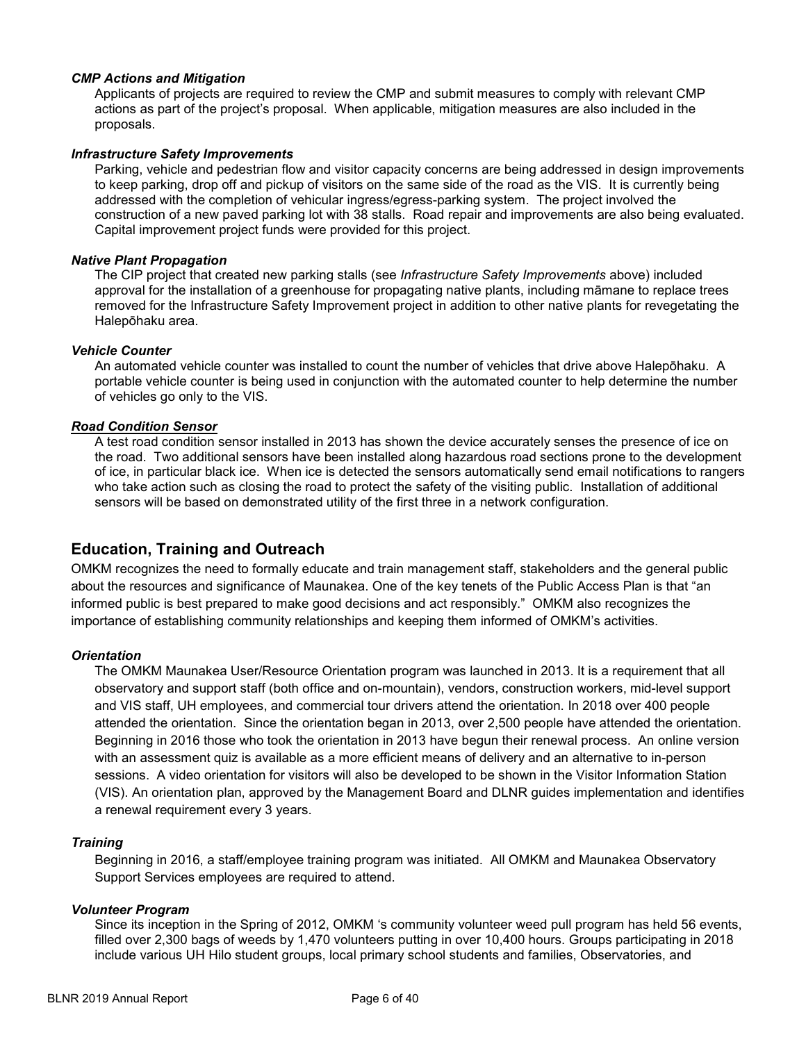#### *CMP Actions and Mitigation*

Applicants of projects are required to review the CMP and submit measures to comply with relevant CMP actions as part of the project's proposal. When applicable, mitigation measures are also included in the proposals.

#### *Infrastructure Safety Improvements*

Parking, vehicle and pedestrian flow and visitor capacity concerns are being addressed in design improvements to keep parking, drop off and pickup of visitors on the same side of the road as the VIS. It is currently being addressed with the completion of vehicular ingress/egress-parking system. The project involved the construction of a new paved parking lot with 38 stalls. Road repair and improvements are also being evaluated. Capital improvement project funds were provided for this project.

#### *Native Plant Propagation*

The CIP project that created new parking stalls (see *Infrastructure Safety Improvements* above) included approval for the installation of a greenhouse for propagating native plants, including māmane to replace trees removed for the Infrastructure Safety Improvement project in addition to other native plants for revegetating the Halepōhaku area.

#### *Vehicle Counter*

An automated vehicle counter was installed to count the number of vehicles that drive above Halepōhaku. A portable vehicle counter is being used in conjunction with the automated counter to help determine the number of vehicles go only to the VIS.

#### ***Road Condition Sensor***

A test road condition sensor installed in 2013 has shown the device accurately senses the presence of ice on the road. Two additional sensors have been installed along hazardous road sections prone to the development of ice, in particular black ice. When ice is detected the sensors automatically send email notifications to rangers who take action such as closing the road to protect the safety of the visiting public. Installation of additional sensors will be based on demonstrated utility of the first three in a network configuration.

## Education, Training and Outreach

OMKM recognizes the need to formally educate and train management staff, stakeholders and the general public about the resources and significance of Maunakea. One of the key tenets of the Public Access Plan is that "an informed public is best prepared to make good decisions and act responsibly." OMKM also recognizes the importance of establishing community relationships and keeping them informed of OMKM's activities.

#### *Orientation*

The OMKM Maunakea User/Resource Orientation program was launched in 2013. It is a requirement that all observatory and support staff (both office and on-mountain), vendors, construction workers, mid-level support and VIS staff, UH employees, and commercial tour drivers attend the orientation. In 2018 over 400 people attended the orientation. Since the orientation began in 2013, over 2,500 people have attended the orientation. Beginning in 2016 those who took the orientation in 2013 have begun their renewal process. An online version with an assessment quiz is available as a more efficient means of delivery and an alternative to in-person sessions. A video orientation for visitors will also be developed to be shown in the Visitor Information Station (VIS). An orientation plan, approved by the Management Board and DLNR guides implementation and identifies a renewal requirement every 3 years.

#### *Training*

Beginning in 2016, a staff/employee training program was initiated. All OMKM and Maunakea Observatory Support Services employees are required to attend.

#### *Volunteer Program*

Since its inception in the Spring of 2012, OMKM 's community volunteer weed pull program has held 56 events, filled over 2,300 bags of weeds by 1,470 volunteers putting in over 10,400 hours. Groups participating in 2018 include various UH Hilo student groups, local primary school students and families, Observatories, and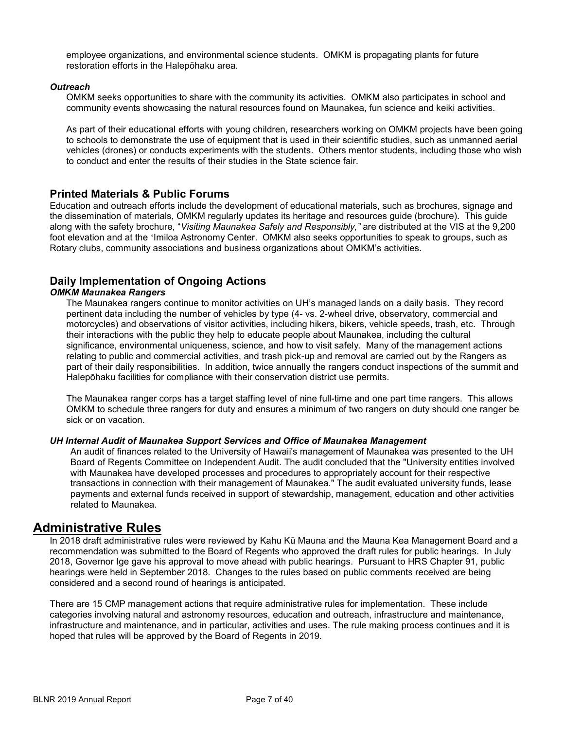employee organizations, and environmental science students. OMKM is propagating plants for future restoration efforts in the Halepōhaku area.

***Outreach***

OMKM seeks opportunities to share with the community its activities. OMKM also participates in school and community events showcasing the natural resources found on Maunakea, fun science and keiki activities.

As part of their educational efforts with young children, researchers working on OMKM projects have been going to schools to demonstrate the use of equipment that is used in their scientific studies, such as unmanned aerial vehicles (drones) or conducts experiments with the students. Others mentor students, including those who wish to conduct and enter the results of their studies in the State science fair.

### Printed Materials & Public Forums

Education and outreach efforts include the development of educational materials, such as brochures, signage and the dissemination of materials, OMKM regularly updates its heritage and resources guide (brochure). This guide along with the safety brochure, "*Visiting Maunakea Safely and Responsibly,"* are distributed at the VIS at the 9,200 foot elevation and at the ʻImiloa Astronomy Center. OMKM also seeks opportunities to speak to groups, such as Rotary clubs, community associations and business organizations about OMKM's activities.

### Daily Implementation of Ongoing Actions

***OMKM Maunakea Rangers***

The Maunakea rangers continue to monitor activities on UH's managed lands on a daily basis. They record pertinent data including the number of vehicles by type (4- vs. 2-wheel drive, observatory, commercial and motorcycles) and observations of visitor activities, including hikers, bikers, vehicle speeds, trash, etc. Through their interactions with the public they help to educate people about Maunakea, including the cultural significance, environmental uniqueness, science, and how to visit safely. Many of the management actions relating to public and commercial activities, and trash pick-up and removal are carried out by the Rangers as part of their daily responsibilities. In addition, twice annually the rangers conduct inspections of the summit and Halepōhaku facilities for compliance with their conservation district use permits.

The Maunakea ranger corps has a target staffing level of nine full-time and one part time rangers. This allows OMKM to schedule three rangers for duty and ensures a minimum of two rangers on duty should one ranger be sick or on vacation.

***UH Internal Audit of Maunakea Support Services and Office of Maunakea Management***

An audit of finances related to the University of Hawaii's management of Maunakea was presented to the UH Board of Regents Committee on Independent Audit. The audit concluded that the "University entities involved with Maunakea have developed processes and procedures to appropriately account for their respective transactions in connection with their management of Maunakea." The audit evaluated university funds, lease payments and external funds received in support of stewardship, management, education and other activities related to Maunakea.

## Administrative Rules

In 2018 draft administrative rules were reviewed by Kahu Kū Mauna and the Mauna Kea Management Board and a recommendation was submitted to the Board of Regents who approved the draft rules for public hearings. In July 2018, Governor Ige gave his approval to move ahead with public hearings. Pursuant to HRS Chapter 91, public hearings were held in September 2018. Changes to the rules based on public comments received are being considered and a second round of hearings is anticipated.

There are 15 CMP management actions that require administrative rules for implementation. These include categories involving natural and astronomy resources, education and outreach, infrastructure and maintenance, infrastructure and maintenance, and in particular, activities and uses. The rule making process continues and it is hoped that rules will be approved by the Board of Regents in 2019.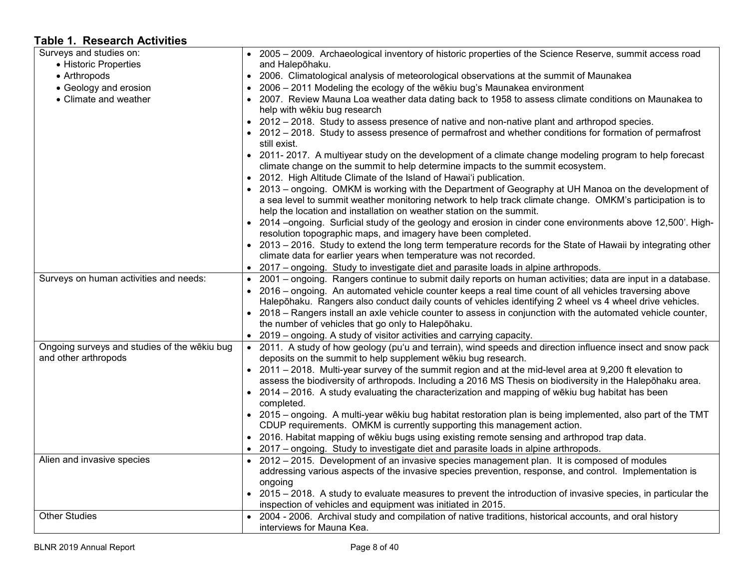### Table 1. Research Activities

| | |
|---|---|
| Surveys and studies on:<br>• Historic Properties<br>• Arthropods<br>• Geology and erosion<br>• Climate and weather | • 2005 – 2009. Archaeological inventory of historic properties of the Science Reserve, summit access road and Halepōhaku.<br>• 2006. Climatological analysis of meteorological observations at the summit of Maunakea<br>• 2006 – 2011 Modeling the ecology of the wēkiu bug's Maunakea environment<br>• 2007. Review Mauna Loa weather data dating back to 1958 to assess climate conditions on Maunakea to help with wēkiu bug research<br>• 2012 – 2018. Study to assess presence of native and non-native plant and arthropod species.<br>• 2012 – 2018. Study to assess presence of permafrost and whether conditions for formation of permafrost still exist.<br>• 2011- 2017. A multiyear study on the development of a climate change modeling program to help forecast climate change on the summit to help determine impacts to the summit ecosystem.<br>• 2012. High Altitude Climate of the Island of Hawai'i publication.<br>• 2013 – ongoing. OMKM is working with the Department of Geography at UH Manoa on the development of a sea level to summit weather monitoring network to help track climate change. OMKM's participation is to help the location and installation on weather station on the summit.<br>• 2014 –ongoing. Surficial study of the geology and erosion in cinder cone environments above 12,500'. High-resolution topographic maps, and imagery have been completed.<br>• 2013 – 2016. Study to extend the long term temperature records for the State of Hawaii by integrating other climate data for earlier years when temperature was not recorded.<br>• 2017 – ongoing. Study to investigate diet and parasite loads in alpine arthropods. |
| Surveys on human activities and needs: | • 2001 – ongoing. Rangers continue to submit daily reports on human activities; data are input in a database.<br>• 2016 – ongoing. An automated vehicle counter keeps a real time count of all vehicles traversing above Halepōhaku. Rangers also conduct daily counts of vehicles identifying 2 wheel vs 4 wheel drive vehicles.<br>• 2018 – Rangers install an axle vehicle counter to assess in conjunction with the automated vehicle counter, the number of vehicles that go only to Halepōhaku.<br>• 2019 – ongoing. A study of visitor activities and carrying capacity. |
| Ongoing surveys and studies of the wēkiu bug and other arthropods | • 2011. A study of how geology (pu'u and terrain), wind speeds and direction influence insect and snow pack deposits on the summit to help supplement wēkiu bug research.<br>• 2011 – 2018. Multi-year survey of the summit region and at the mid-level area at 9,200 ft elevation to assess the biodiversity of arthropods. Including a 2016 MS Thesis on biodiversity in the Halepōhaku area.<br>• 2014 – 2016. A study evaluating the characterization and mapping of wēkiu bug habitat has been completed.<br>• 2015 – ongoing. A multi-year wēkiu bug habitat restoration plan is being implemented, also part of the TMT CDUP requirements. OMKM is currently supporting this management action.<br>• 2016. Habitat mapping of wēkiu bugs using existing remote sensing and arthropod trap data.<br>• 2017 – ongoing. Study to investigate diet and parasite loads in alpine arthropods. |
| Alien and invasive species | • 2012 – 2015. Development of an invasive species management plan. It is composed of modules addressing various aspects of the invasive species prevention, response, and control. Implementation is ongoing<br>• 2015 – 2018. A study to evaluate measures to prevent the introduction of invasive species, in particular the inspection of vehicles and equipment was initiated in 2015. |
| Other Studies | • 2004 - 2006. Archival study and compilation of native traditions, historical accounts, and oral history interviews for Mauna Kea. |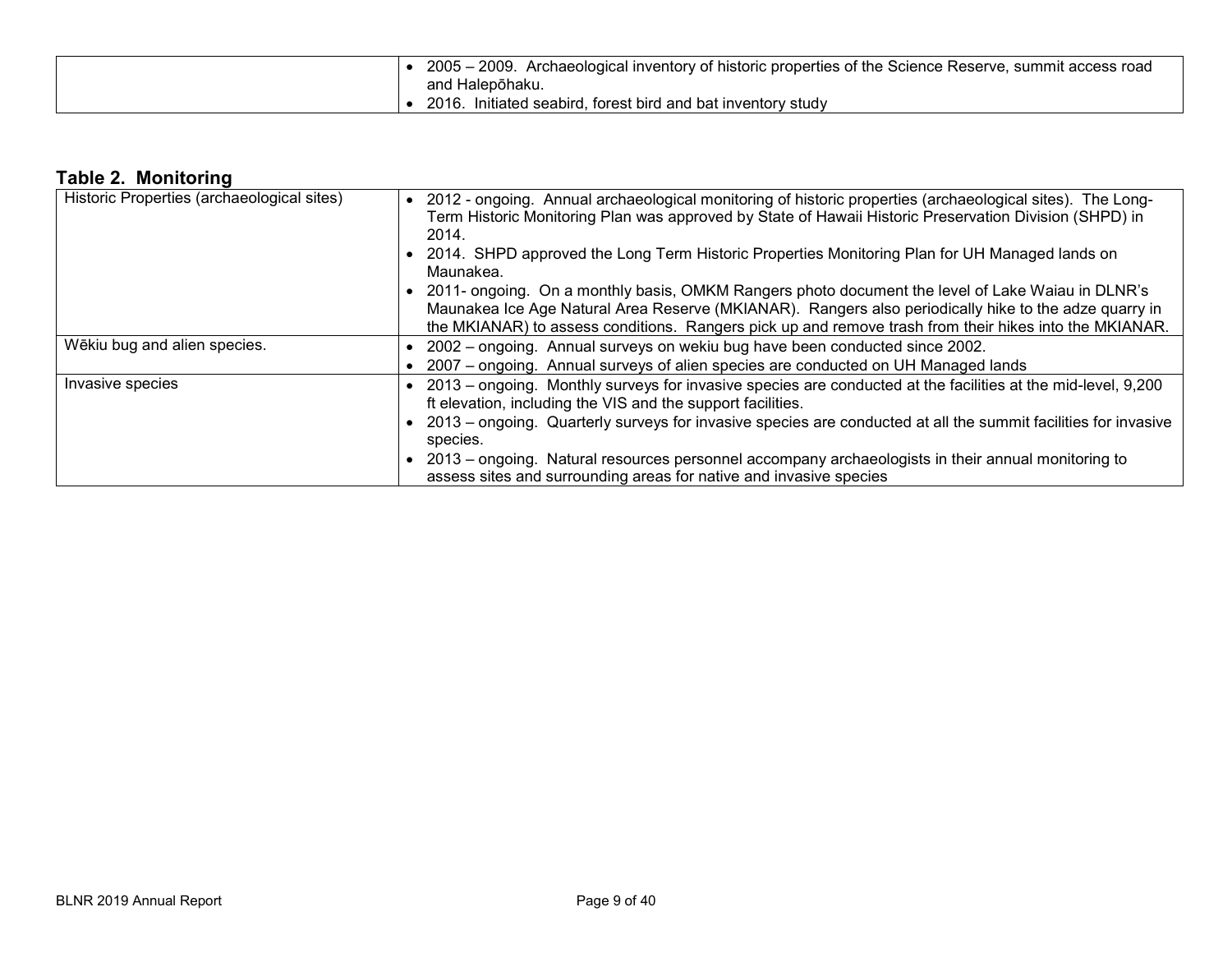| | |
|---|---|
| | • 2005 – 2009. Archaeological inventory of historic properties of the Science Reserve, summit access road and Halepōhaku.<br>• 2016. Initiated seabird, forest bird and bat inventory study |

## Table 2. Monitoring

| | |
|---|---|
| Historic Properties (archaeological sites) | • 2012 - ongoing. Annual archaeological monitoring of historic properties (archaeological sites). The Long-Term Historic Monitoring Plan was approved by State of Hawaii Historic Preservation Division (SHPD) in 2014.<br>• 2014. SHPD approved the Long Term Historic Properties Monitoring Plan for UH Managed lands on Maunakea.<br>• 2011- ongoing. On a monthly basis, OMKM Rangers photo document the level of Lake Waiau in DLNR's Maunakea Ice Age Natural Area Reserve (MKIANAR). Rangers also periodically hike to the adze quarry in the MKIANAR) to assess conditions. Rangers pick up and remove trash from their hikes into the MKIANAR. |
| Wēkiu bug and alien species. | • 2002 – ongoing. Annual surveys on wekiu bug have been conducted since 2002.<br>• 2007 – ongoing. Annual surveys of alien species are conducted on UH Managed lands |
| Invasive species | • 2013 – ongoing. Monthly surveys for invasive species are conducted at the facilities at the mid-level, 9,200 ft elevation, including the VIS and the support facilities.<br>• 2013 – ongoing. Quarterly surveys for invasive species are conducted at all the summit facilities for invasive species.<br>• 2013 – ongoing. Natural resources personnel accompany archaeologists in their annual monitoring to assess sites and surrounding areas for native and invasive species |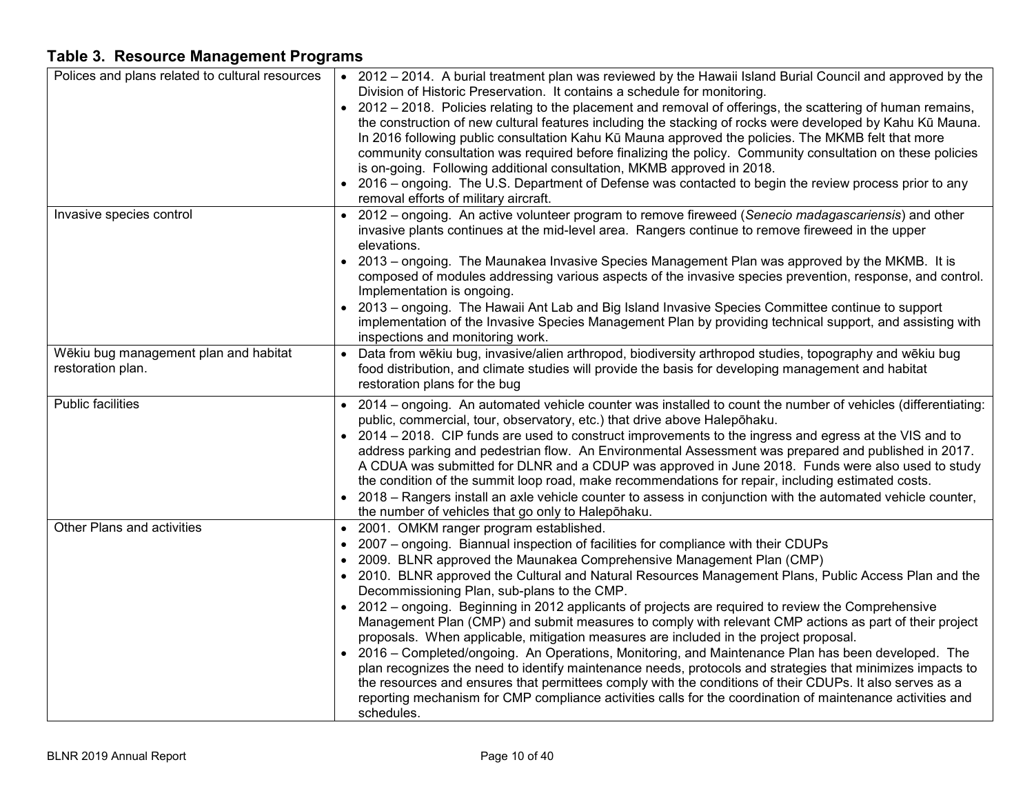## Table 3. Resource Management Programs

| | |
|---|---|
| Polices and plans related to cultural resources | • 2012 – 2014. A burial treatment plan was reviewed by the Hawaii Island Burial Council and approved by the Division of Historic Preservation. It contains a schedule for monitoring.<br>• 2012 – 2018. Policies relating to the placement and removal of offerings, the scattering of human remains, the construction of new cultural features including the stacking of rocks were developed by Kahu Kū Mauna. In 2016 following public consultation Kahu Kū Mauna approved the policies. The MKMB felt that more community consultation was required before finalizing the policy. Community consultation on these policies is on-going. Following additional consultation, MKMB approved in 2018.<br>• 2016 – ongoing. The U.S. Department of Defense was contacted to begin the review process prior to any removal efforts of military aircraft. |
| Invasive species control | • 2012 – ongoing. An active volunteer program to remove fireweed (*Senecio madagascariensis*) and other invasive plants continues at the mid-level area. Rangers continue to remove fireweed in the upper elevations.<br>• 2013 – ongoing. The Maunakea Invasive Species Management Plan was approved by the MKMB. It is composed of modules addressing various aspects of the invasive species prevention, response, and control. Implementation is ongoing.<br>• 2013 – ongoing. The Hawaii Ant Lab and Big Island Invasive Species Committee continue to support implementation of the Invasive Species Management Plan by providing technical support, and assisting with inspections and monitoring work. |
| Wēkiu bug management plan and habitat restoration plan. | • Data from wēkiu bug, invasive/alien arthropod, biodiversity arthropod studies, topography and wēkiu bug food distribution, and climate studies will provide the basis for developing management and habitat restoration plans for the bug |
| Public facilities | • 2014 – ongoing. An automated vehicle counter was installed to count the number of vehicles (differentiating: public, commercial, tour, observatory, etc.) that drive above Halepōhaku.<br>• 2014 – 2018. CIP funds are used to construct improvements to the ingress and egress at the VIS and to address parking and pedestrian flow. An Environmental Assessment was prepared and published in 2017. A CDUA was submitted for DLNR and a CDUP was approved in June 2018. Funds were also used to study the condition of the summit loop road, make recommendations for repair, including estimated costs.<br>• 2018 – Rangers install an axle vehicle counter to assess in conjunction with the automated vehicle counter, the number of vehicles that go only to Halepōhaku. |
| Other Plans and activities | • 2001. OMKM ranger program established.<br>• 2007 – ongoing. Biannual inspection of facilities for compliance with their CDUPs<br>• 2009. BLNR approved the Maunakea Comprehensive Management Plan (CMP)<br>• 2010. BLNR approved the Cultural and Natural Resources Management Plans, Public Access Plan and the Decommissioning Plan, sub-plans to the CMP.<br>• 2012 – ongoing. Beginning in 2012 applicants of projects are required to review the Comprehensive Management Plan (CMP) and submit measures to comply with relevant CMP actions as part of their project proposals. When applicable, mitigation measures are included in the project proposal.<br>• 2016 – Completed/ongoing. An Operations, Monitoring, and Maintenance Plan has been developed. The plan recognizes the need to identify maintenance needs, protocols and strategies that minimizes impacts to the resources and ensures that permittees comply with the conditions of their CDUPs. It also serves as a reporting mechanism for CMP compliance activities calls for the coordination of maintenance activities and schedules. |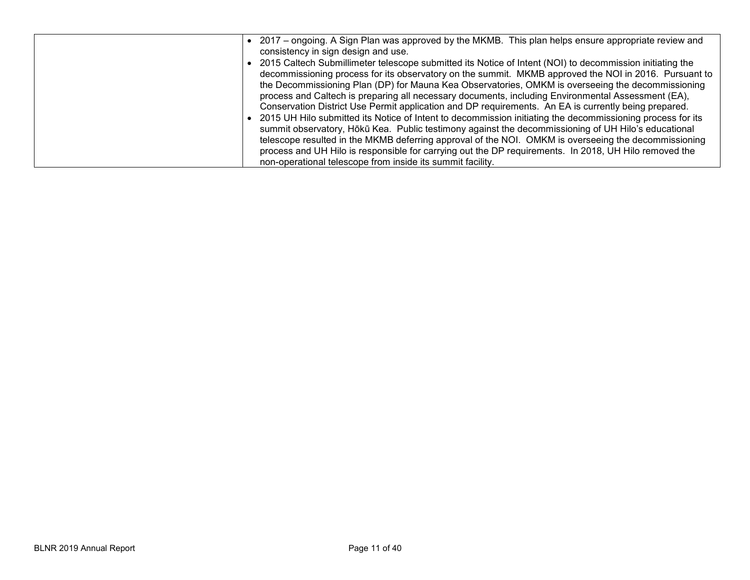| | |
|---|---|
| | • 2017 – ongoing. A Sign Plan was approved by the MKMB. This plan helps ensure appropriate review and consistency in sign design and use.<br>• 2015 Caltech Submillimeter telescope submitted its Notice of Intent (NOI) to decommission initiating the decommissioning process for its observatory on the summit. MKMB approved the NOI in 2016. Pursuant to the Decommissioning Plan (DP) for Mauna Kea Observatories, OMKM is overseeing the decommissioning process and Caltech is preparing all necessary documents, including Environmental Assessment (EA), Conservation District Use Permit application and DP requirements. An EA is currently being prepared.<br>• 2015 UH Hilo submitted its Notice of Intent to decommission initiating the decommissioning process for its summit observatory, Hōkū Kea. Public testimony against the decommissioning of UH Hilo's educational telescope resulted in the MKMB deferring approval of the NOI. OMKM is overseeing the decommissioning process and UH Hilo is responsible for carrying out the DP requirements. In 2018, UH Hilo removed the non-operational telescope from inside its summit facility. |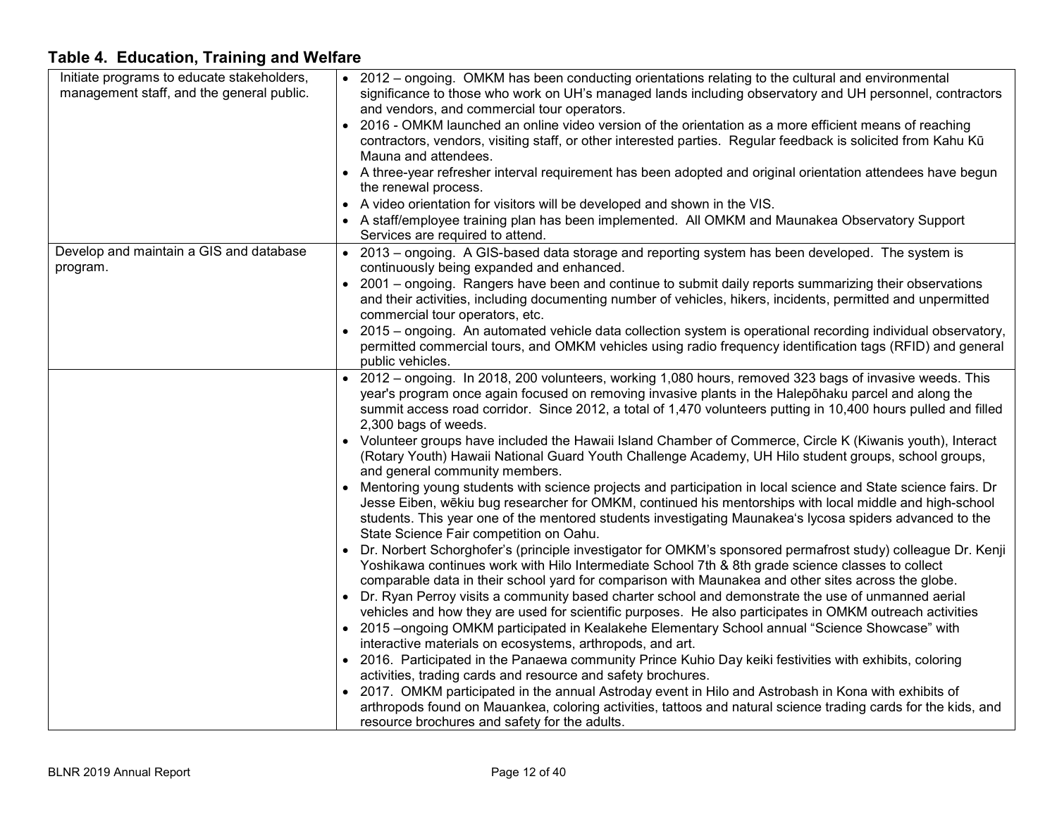## Table 4. Education, Training and Welfare

| | |
|---|---|
| Initiate programs to educate stakeholders, management staff, and the general public. | • 2012 – ongoing. OMKM has been conducting orientations relating to the cultural and environmental significance to those who work on UH's managed lands including observatory and UH personnel, contractors and vendors, and commercial tour operators.<br>• 2016 - OMKM launched an online video version of the orientation as a more efficient means of reaching contractors, vendors, visiting staff, or other interested parties. Regular feedback is solicited from Kahu Kū Mauna and attendees.<br>• A three-year refresher interval requirement has been adopted and original orientation attendees have begun the renewal process.<br>• A video orientation for visitors will be developed and shown in the VIS.<br>• A staff/employee training plan has been implemented. All OMKM and Maunakea Observatory Support Services are required to attend. |
| Develop and maintain a GIS and database program. | • 2013 – ongoing. A GIS-based data storage and reporting system has been developed. The system is continuously being expanded and enhanced.<br>• 2001 – ongoing. Rangers have been and continue to submit daily reports summarizing their observations and their activities, including documenting number of vehicles, hikers, incidents, permitted and unpermitted commercial tour operators, etc.<br>• 2015 – ongoing. An automated vehicle data collection system is operational recording individual observatory, permitted commercial tours, and OMKM vehicles using radio frequency identification tags (RFID) and general public vehicles. |
| | • 2012 – ongoing. In 2018, 200 volunteers, working 1,080 hours, removed 323 bags of invasive weeds. This year's program once again focused on removing invasive plants in the Halepōhaku parcel and along the summit access road corridor. Since 2012, a total of 1,470 volunteers putting in 10,400 hours pulled and filled 2,300 bags of weeds.<br>• Volunteer groups have included the Hawaii Island Chamber of Commerce, Circle K (Kiwanis youth), Interact (Rotary Youth) Hawaii National Guard Youth Challenge Academy, UH Hilo student groups, school groups, and general community members.<br>• Mentoring young students with science projects and participation in local science and State science fairs. Dr Jesse Eiben, wēkiu bug researcher for OMKM, continued his mentorships with local middle and high-school students. This year one of the mentored students investigating Maunakea's lycosa spiders advanced to the State Science Fair competition on Oahu.<br>• Dr. Norbert Schorghofer's (principle investigator for OMKM's sponsored permafrost study) colleague Dr. Kenji Yoshikawa continues work with Hilo Intermediate School 7th & 8th grade science classes to collect comparable data in their school yard for comparison with Maunakea and other sites across the globe.<br>• Dr. Ryan Perroy visits a community based charter school and demonstrate the use of unmanned aerial vehicles and how they are used for scientific purposes. He also participates in OMKM outreach activities<br>• 2015 –ongoing OMKM participated in Kealakehe Elementary School annual "Science Showcase" with interactive materials on ecosystems, arthropods, and art.<br>• 2016. Participated in the Panaewa community Prince Kuhio Day keiki festivities with exhibits, coloring activities, trading cards and resource and safety brochures.<br>• 2017. OMKM participated in the annual Astroday event in Hilo and Astrobash in Kona with exhibits of arthropods found on Mauankea, coloring activities, tattoos and natural science trading cards for the kids, and resource brochures and safety for the adults. |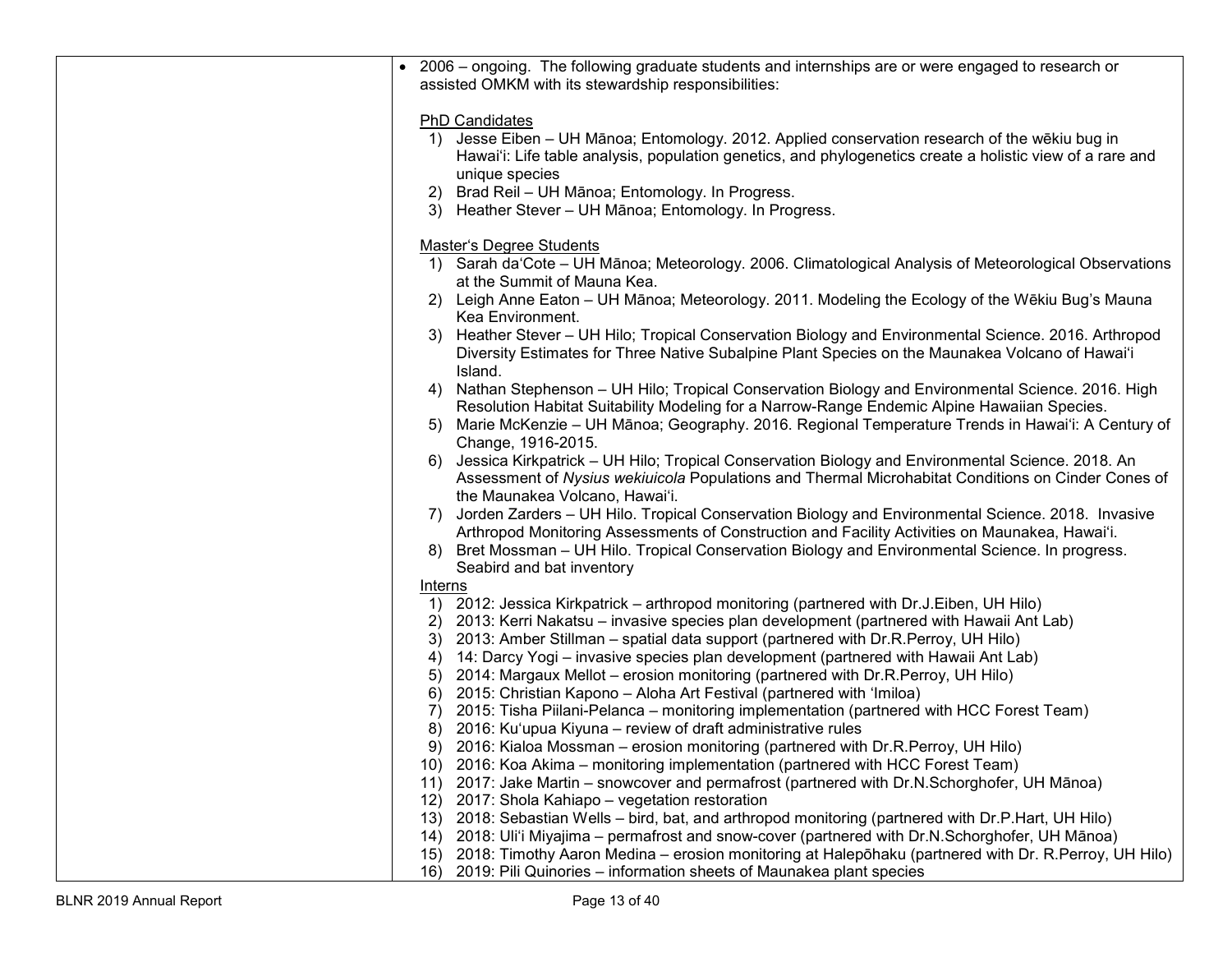| | |
|---|---|
| | • 2006 – ongoing. The following graduate students and internships are or were engaged to research or assisted OMKM with its stewardship responsibilities:<br><br>PhD Candidates<br>1) Jesse Eiben – UH Mānoa; Entomology. 2012. Applied conservation research of the wēkiu bug in Hawaiʻi: Life table analysis, population genetics, and phylogenetics create a holistic view of a rare and unique species<br>2) Brad Reil – UH Mānoa; Entomology. In Progress.<br>3) Heather Stever – UH Mānoa; Entomology. In Progress.<br><br>Master's Degree Students<br>1) Sarah da'Cote – UH Mānoa; Meteorology. 2006. Climatological Analysis of Meteorological Observations at the Summit of Mauna Kea.<br>2) Leigh Anne Eaton – UH Mānoa; Meteorology. 2011. Modeling the Ecology of the Wēkiu Bug's Mauna Kea Environment.<br>3) Heather Stever – UH Hilo; Tropical Conservation Biology and Environmental Science. 2016. Arthropod Diversity Estimates for Three Native Subalpine Plant Species on the Maunakea Volcano of Hawaiʻi Island.<br>4) Nathan Stephenson – UH Hilo; Tropical Conservation Biology and Environmental Science. 2016. High Resolution Habitat Suitability Modeling for a Narrow-Range Endemic Alpine Hawaiian Species.<br>5) Marie McKenzie – UH Mānoa; Geography. 2016. Regional Temperature Trends in Hawaiʻi: A Century of Change, 1916-2015.<br>6) Jessica Kirkpatrick – UH Hilo; Tropical Conservation Biology and Environmental Science. 2018. An Assessment of *Nysius wekiuicola* Populations and Thermal Microhabitat Conditions on Cinder Cones of the Maunakea Volcano, Hawaiʻi.<br>7) Jorden Zarders – UH Hilo. Tropical Conservation Biology and Environmental Science. 2018. Invasive Arthropod Monitoring Assessments of Construction and Facility Activities on Maunakea, Hawaiʻi.<br>8) Bret Mossman – UH Hilo. Tropical Conservation Biology and Environmental Science. In progress. Seabird and bat inventory<br><br>Interns<br>1) 2012: Jessica Kirkpatrick – arthropod monitoring (partnered with Dr.J.Eiben, UH Hilo)<br>2) 2013: Kerri Nakatsu – invasive species plan development (partnered with Hawaii Ant Lab)<br>3) 2013: Amber Stillman – spatial data support (partnered with Dr.R.Perroy, UH Hilo)<br>4) 14: Darcy Yogi – invasive species plan development (partnered with Hawaii Ant Lab)<br>5) 2014: Margaux Mellot – erosion monitoring (partnered with Dr.R.Perroy, UH Hilo)<br>6) 2015: Christian Kapono – Aloha Art Festival (partnered with ʻImiloa)<br>7) 2015: Tisha Piilani-Pelanca – monitoring implementation (partnered with HCC Forest Team)<br>8) 2016: Kuʻupua Kiyuna – review of draft administrative rules<br>9) 2016: Kialoa Mossman – erosion monitoring (partnered with Dr.R.Perroy, UH Hilo)<br>10) 2016: Koa Akima – monitoring implementation (partnered with HCC Forest Team)<br>11) 2017: Jake Martin – snowcover and permafrost (partnered with Dr.N.Schorghofer, UH Mānoa)<br>12) 2017: Shola Kahiapo – vegetation restoration<br>13) 2018: Sebastian Wells – bird, bat, and arthropod monitoring (partnered with Dr.P.Hart, UH Hilo)<br>14) 2018: Uliʻi Miyajima – permafrost and snow-cover (partnered with Dr.N.Schorghofer, UH Mānoa)<br>15) 2018: Timothy Aaron Medina – erosion monitoring at Halepōhaku (partnered with Dr. R.Perroy, UH Hilo)<br>16) 2019: Pili Quinories – information sheets of Maunakea plant species |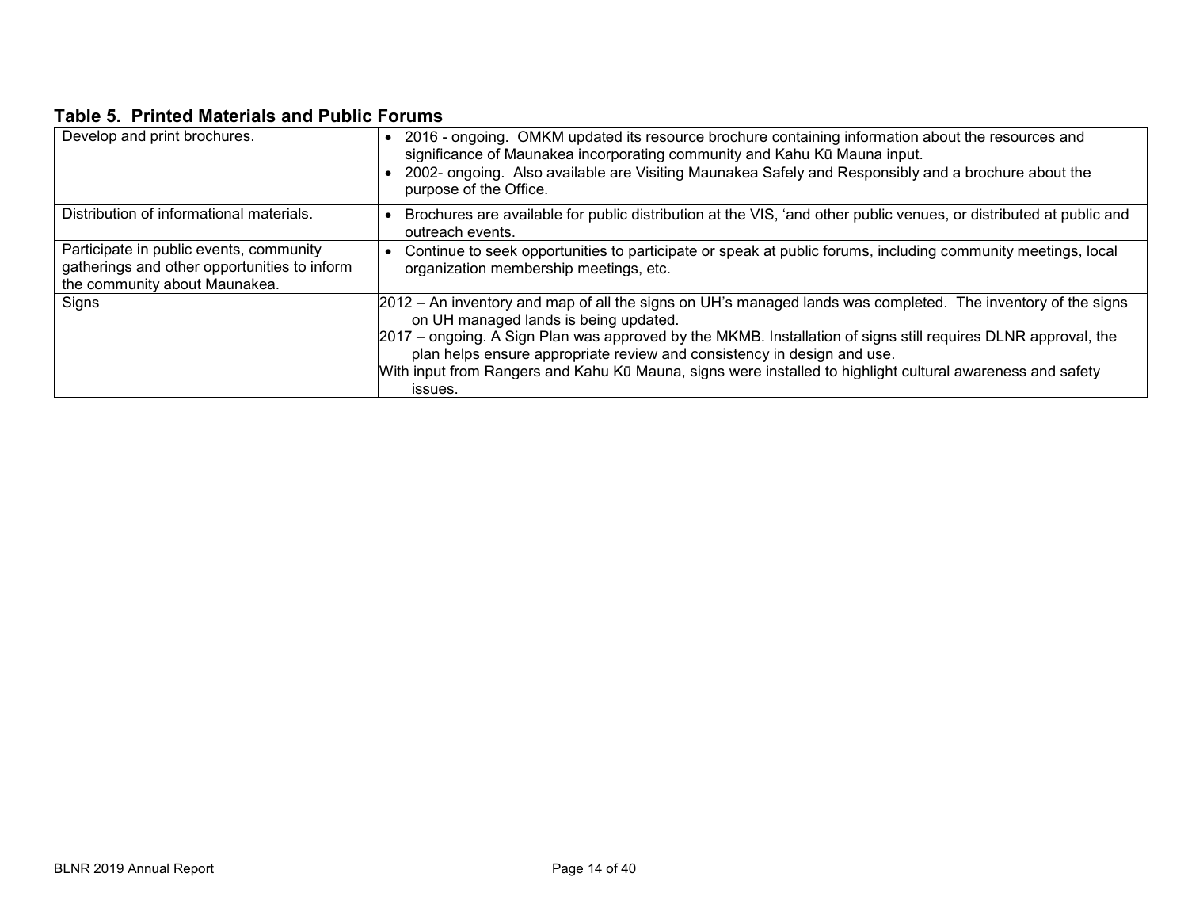### Table 5. Printed Materials and Public Forums

| | |
|---|---|
| Develop and print brochures. | • 2016 - ongoing. OMKM updated its resource brochure containing information about the resources and significance of Maunakea incorporating community and Kahu Kū Mauna input.<br>• 2002- ongoing. Also available are Visiting Maunakea Safely and Responsibly and a brochure about the purpose of the Office. |
| Distribution of informational materials. | • Brochures are available for public distribution at the VIS, 'and other public venues, or distributed at public and outreach events. |
| Participate in public events, community gatherings and other opportunities to inform the community about Maunakea. | • Continue to seek opportunities to participate or speak at public forums, including community meetings, local organization membership meetings, etc. |
| Signs | 2012 – An inventory and map of all the signs on UH's managed lands was completed. The inventory of the signs on UH managed lands is being updated.<br>2017 – ongoing. A Sign Plan was approved by the MKMB. Installation of signs still requires DLNR approval, the plan helps ensure appropriate review and consistency in design and use.<br>With input from Rangers and Kahu Kū Mauna, signs were installed to highlight cultural awareness and safety issues. |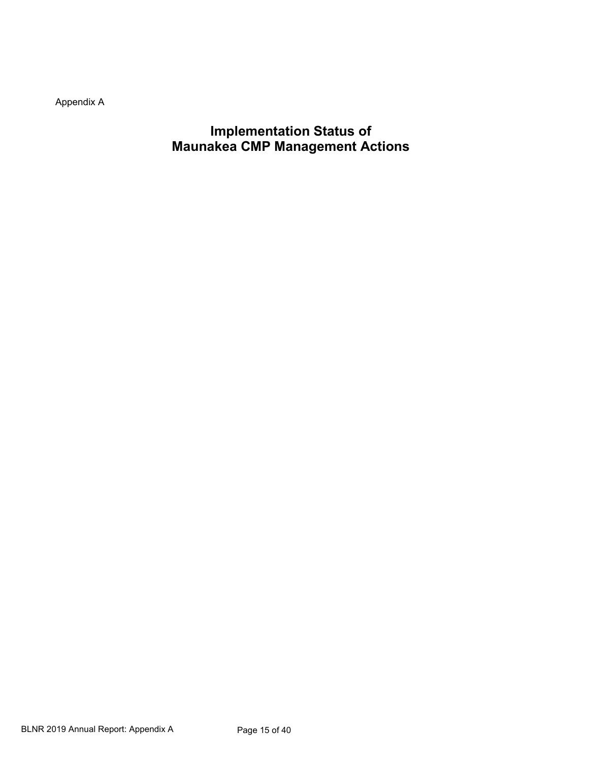Appendix A

# Implementation Status of Maunakea CMP Management Actions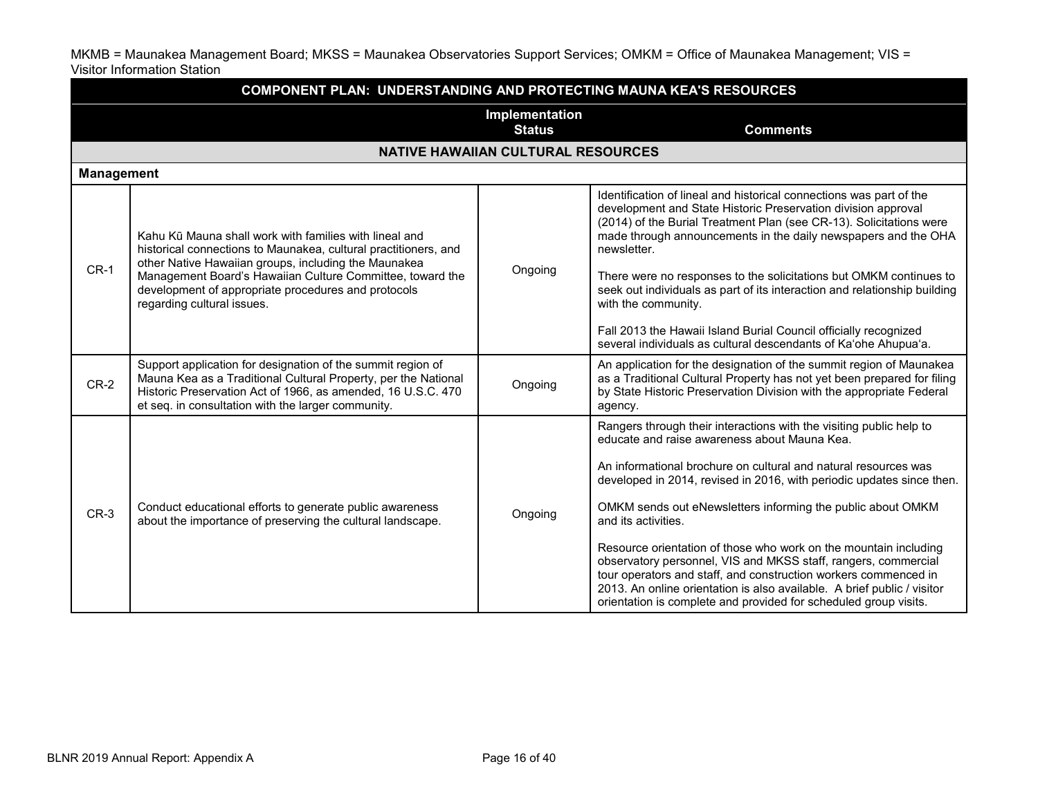MKMB = Maunakea Management Board; MKSS = Maunakea Observatories Support Services; OMKM = Office of Maunakea Management; VIS = Visitor Information Station

| COMPONENT PLAN: UNDERSTANDING AND PROTECTING MAUNA KEA'S RESOURCES | | | |
|---|---|---|---|
| | | **Implementation Status** | **Comments** |
| **NATIVE HAWAIIAN CULTURAL RESOURCES** | | | |
| **Management** | | | |
| CR-1 | Kahu Kū Mauna shall work with families with lineal and historical connections to Maunakea, cultural practitioners, and other Native Hawaiian groups, including the Maunakea Management Board's Hawaiian Culture Committee, toward the development of appropriate procedures and protocols regarding cultural issues. | Ongoing | Identification of lineal and historical connections was part of the development and State Historic Preservation division approval (2014) of the Burial Treatment Plan (see CR-13). Solicitations were made through announcements in the daily newspapers and the OHA newsletter.<br><br>There were no responses to the solicitations but OMKM continues to seek out individuals as part of its interaction and relationship building with the community.<br><br>Fall 2013 the Hawaii Island Burial Council officially recognized several individuals as cultural descendants of Ka'ohe Ahupua'a. |
| CR-2 | Support application for designation of the summit region of Mauna Kea as a Traditional Cultural Property, per the National Historic Preservation Act of 1966, as amended, 16 U.S.C. 470 et seq. in consultation with the larger community. | Ongoing | An application for the designation of the summit region of Maunakea as a Traditional Cultural Property has not yet been prepared for filing by State Historic Preservation Division with the appropriate Federal agency. |
| CR-3 | Conduct educational efforts to generate public awareness about the importance of preserving the cultural landscape. | Ongoing | Rangers through their interactions with the visiting public help to educate and raise awareness about Mauna Kea.<br><br>An informational brochure on cultural and natural resources was developed in 2014, revised in 2016, with periodic updates since then.<br><br>OMKM sends out eNewsletters informing the public about OMKM and its activities.<br><br>Resource orientation of those who work on the mountain including observatory personnel, VIS and MKSS staff, rangers, commercial tour operators and staff, and construction workers commenced in 2013. An online orientation is also available. A brief public / visitor orientation is complete and provided for scheduled group visits. |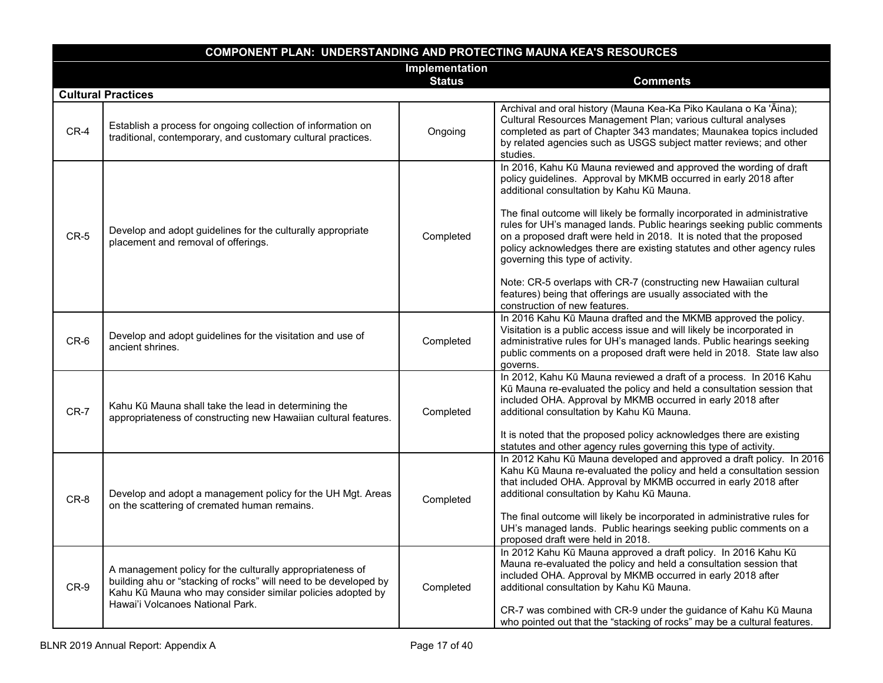| COMPONENT PLAN: UNDERSTANDING AND PROTECTING MAUNA KEA'S RESOURCES | | | |
|---|---|---|---|
| | | Implementation Status | Comments |
| **Cultural Practices** | | | |
| CR-4 | Establish a process for ongoing collection of information on traditional, contemporary, and customary cultural practices. | Ongoing | Archival and oral history (Mauna Kea-Ka Piko Kaulana o Ka 'Āina); Cultural Resources Management Plan; various cultural analyses completed as part of Chapter 343 mandates; Maunakea topics included by related agencies such as USGS subject matter reviews; and other studies. |
| CR-5 | Develop and adopt guidelines for the culturally appropriate placement and removal of offerings. | Completed | In 2016, Kahu Kū Mauna reviewed and approved the wording of draft policy guidelines. Approval by MKMB occurred in early 2018 after additional consultation by Kahu Kū Mauna.<br><br>The final outcome will likely be formally incorporated in administrative rules for UH's managed lands. Public hearings seeking public comments on a proposed draft were held in 2018. It is noted that the proposed policy acknowledges there are existing statutes and other agency rules governing this type of activity.<br><br>Note: CR-5 overlaps with CR-7 (constructing new Hawaiian cultural features) being that offerings are usually associated with the construction of new features. |
| CR-6 | Develop and adopt guidelines for the visitation and use of ancient shrines. | Completed | In 2016 Kahu Kū Mauna drafted and the MKMB approved the policy. Visitation is a public access issue and will likely be incorporated in administrative rules for UH's managed lands. Public hearings seeking public comments on a proposed draft were held in 2018. State law also governs. |
| CR-7 | Kahu Kū Mauna shall take the lead in determining the appropriateness of constructing new Hawaiian cultural features. | Completed | In 2012, Kahu Kū Mauna reviewed a draft of a process. In 2016 Kahu Kū Mauna re-evaluated the policy and held a consultation session that included OHA. Approval by MKMB occurred in early 2018 after additional consultation by Kahu Kū Mauna.<br><br>It is noted that the proposed policy acknowledges there are existing statutes and other agency rules governing this type of activity. |
| CR-8 | Develop and adopt a management policy for the UH Mgt. Areas on the scattering of cremated human remains. | Completed | In 2012 Kahu Kū Mauna developed and approved a draft policy. In 2016 Kahu Kū Mauna re-evaluated the policy and held a consultation session that included OHA. Approval by MKMB occurred in early 2018 after additional consultation by Kahu Kū Mauna.<br><br>The final outcome will likely be incorporated in administrative rules for UH's managed lands. Public hearings seeking public comments on a proposed draft were held in 2018. |
| CR-9 | A management policy for the culturally appropriateness of building ahu or "stacking of rocks" will need to be developed by Kahu Kū Mauna who may consider similar policies adopted by Hawai'i Volcanoes National Park. | Completed | In 2012 Kahu Kū Mauna approved a draft policy. In 2016 Kahu Kū Mauna re-evaluated the policy and held a consultation session that included OHA. Approval by MKMB occurred in early 2018 after additional consultation by Kahu Kū Mauna.<br><br>CR-7 was combined with CR-9 under the guidance of Kahu Kū Mauna who pointed out that the "stacking of rocks" may be a cultural features. |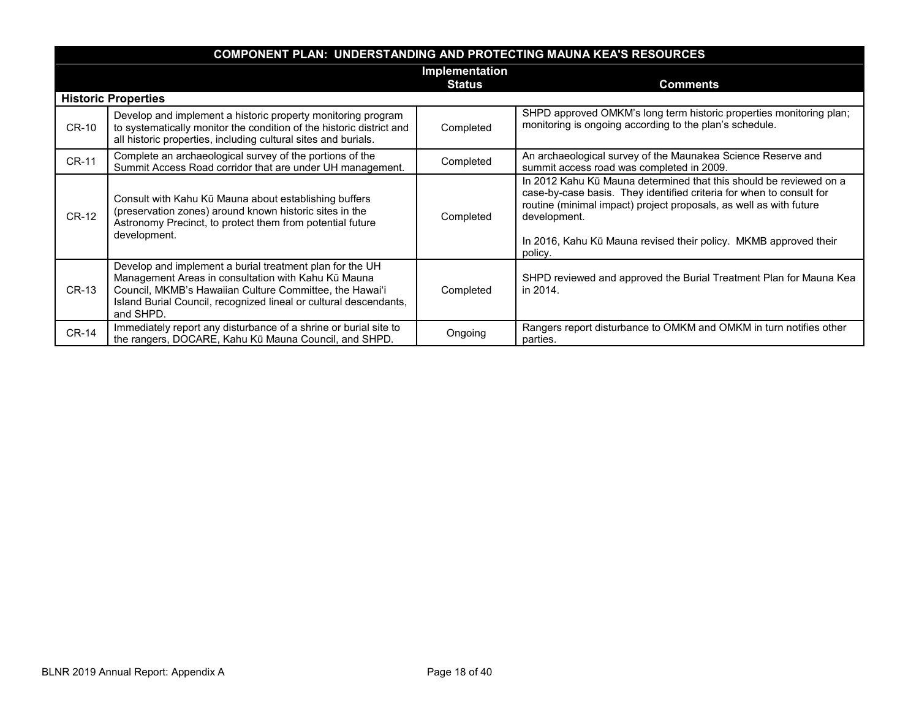| COMPONENT PLAN: UNDERSTANDING AND PROTECTING MAUNA KEA'S RESOURCES | | | |
|---|---|---|---|
| | | **Implementation Status** | **Comments** |
| **Historic Properties** | | | |
| CR-10 | Develop and implement a historic property monitoring program to systematically monitor the condition of the historic district and all historic properties, including cultural sites and burials. | Completed | SHPD approved OMKM's long term historic properties monitoring plan; monitoring is ongoing according to the plan's schedule. |
| CR-11 | Complete an archaeological survey of the portions of the Summit Access Road corridor that are under UH management. | Completed | An archaeological survey of the Maunakea Science Reserve and summit access road was completed in 2009. |
| CR-12 | Consult with Kahu Kū Mauna about establishing buffers (preservation zones) around known historic sites in the Astronomy Precinct, to protect them from potential future development. | Completed | In 2012 Kahu Kū Mauna determined that this should be reviewed on a case-by-case basis. They identified criteria for when to consult for routine (minimal impact) project proposals, as well as with future development.<br><br>In 2016, Kahu Kū Mauna revised their policy. MKMB approved their policy. |
| CR-13 | Develop and implement a burial treatment plan for the UH Management Areas in consultation with Kahu Kū Mauna Council, MKMB's Hawaiian Culture Committee, the Hawai'i Island Burial Council, recognized lineal or cultural descendants, and SHPD. | Completed | SHPD reviewed and approved the Burial Treatment Plan for Mauna Kea in 2014. |
| CR-14 | Immediately report any disturbance of a shrine or burial site to the rangers, DOCARE, Kahu Kū Mauna Council, and SHPD. | Ongoing | Rangers report disturbance to OMKM and OMKM in turn notifies other parties. |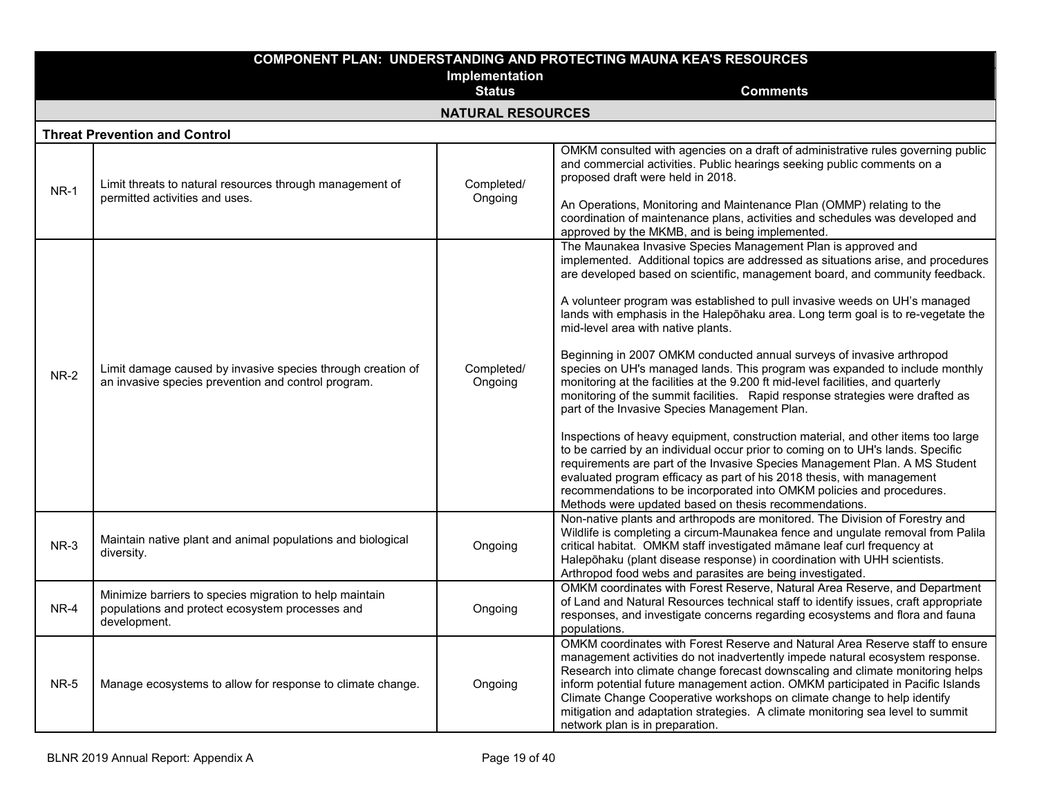| COMPONENT PLAN: UNDERSTANDING AND PROTECTING MAUNA KEA'S RESOURCES | | Implementation Status | Comments |
|---|---|---|---|
| **NATURAL RESOURCES** | | | |
| **Threat Prevention and Control** | | | |
| NR-1 | Limit threats to natural resources through management of permitted activities and uses. | Completed/ Ongoing | OMKM consulted with agencies on a draft of administrative rules governing public and commercial activities. Public hearings seeking public comments on a proposed draft were held in 2018.<br><br>An Operations, Monitoring and Maintenance Plan (OMMP) relating to the coordination of maintenance plans, activities and schedules was developed and approved by the MKMB, and is being implemented. |
| NR-2 | Limit damage caused by invasive species through creation of an invasive species prevention and control program. | Completed/ Ongoing | The Maunakea Invasive Species Management Plan is approved and implemented. Additional topics are addressed as situations arise, and procedures are developed based on scientific, management board, and community feedback.<br><br>A volunteer program was established to pull invasive weeds on UH's managed lands with emphasis in the Halepōhaku area. Long term goal is to re-vegetate the mid-level area with native plants.<br><br>Beginning in 2007 OMKM conducted annual surveys of invasive arthropod species on UH's managed lands. This program was expanded to include monthly monitoring at the facilities at the 9.200 ft mid-level facilities, and quarterly monitoring of the summit facilities. Rapid response strategies were drafted as part of the Invasive Species Management Plan.<br><br>Inspections of heavy equipment, construction material, and other items too large to be carried by an individual occur prior to coming on to UH's lands. Specific requirements are part of the Invasive Species Management Plan. A MS Student evaluated program efficacy as part of his 2018 thesis, with management recommendations to be incorporated into OMKM policies and procedures. Methods were updated based on thesis recommendations. |
| NR-3 | Maintain native plant and animal populations and biological diversity. | Ongoing | Non-native plants and arthropods are monitored. The Division of Forestry and Wildlife is completing a circum-Maunakea fence and ungulate removal from Palila critical habitat. OMKM staff investigated māmane leaf curl frequency at Halepōhaku (plant disease response) in coordination with UHH scientists. Arthropod food webs and parasites are being investigated. |
| NR-4 | Minimize barriers to species migration to help maintain populations and protect ecosystem processes and development. | Ongoing | OMKM coordinates with Forest Reserve, Natural Area Reserve, and Department of Land and Natural Resources technical staff to identify issues, craft appropriate responses, and investigate concerns regarding ecosystems and flora and fauna populations. |
| NR-5 | Manage ecosystems to allow for response to climate change. | Ongoing | OMKM coordinates with Forest Reserve and Natural Area Reserve staff to ensure management activities do not inadvertently impede natural ecosystem response. Research into climate change forecast downscaling and climate monitoring helps inform potential future management action. OMKM participated in Pacific Islands Climate Change Cooperative workshops on climate change to help identify mitigation and adaptation strategies. A climate monitoring sea level to summit network plan is in preparation. |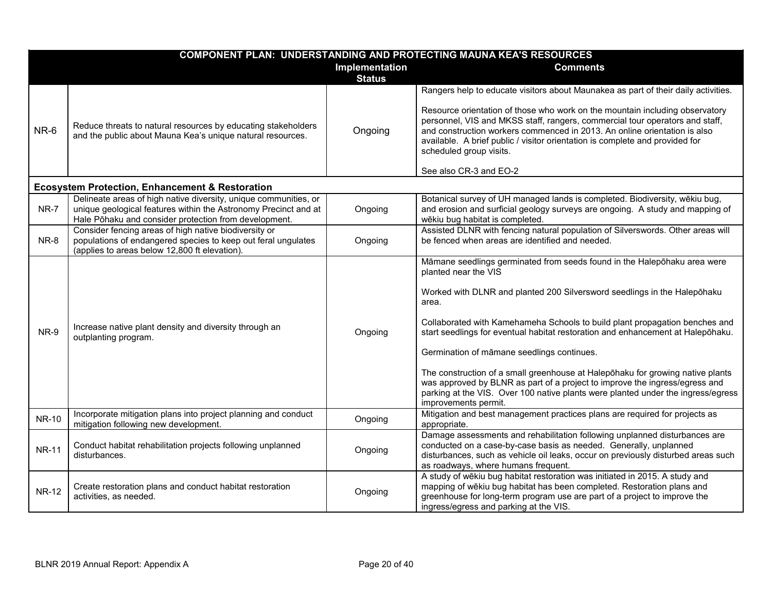| COMPONENT PLAN: UNDERSTANDING AND PROTECTING MAUNA KEA'S RESOURCES | | | |
|---|---|---|---|
| | | **Implementation Status** | **Comments** |
| NR-6 | Reduce threats to natural resources by educating stakeholders and the public about Mauna Kea's unique natural resources. | Ongoing | Rangers help to educate visitors about Maunakea as part of their daily activities.<br><br>Resource orientation of those who work on the mountain including observatory personnel, VIS and MKSS staff, rangers, commercial tour operators and staff, and construction workers commenced in 2013. An online orientation is also available. A brief public / visitor orientation is complete and provided for scheduled group visits.<br><br>See also CR-3 and EO-2 |
| **Ecosystem Protection, Enhancement & Restoration** | | | |
| NR-7 | Delineate areas of high native diversity, unique communities, or unique geological features within the Astronomy Precinct and at Hale Pōhaku and consider protection from development. | Ongoing | Botanical survey of UH managed lands is completed. Biodiversity, wēkiu bug, and erosion and surficial geology surveys are ongoing. A study and mapping of wēkiu bug habitat is completed. |
| NR-8 | Consider fencing areas of high native biodiversity or populations of endangered species to keep out feral ungulates (applies to areas below 12,800 ft elevation). | Ongoing | Assisted DLNR with fencing natural population of Silverswords. Other areas will be fenced when areas are identified and needed. |
| NR-9 | Increase native plant density and diversity through an outplanting program. | Ongoing | Māmane seedlings germinated from seeds found in the Halepōhaku area were planted near the VIS<br><br>Worked with DLNR and planted 200 Silversword seedlings in the Halepōhaku area.<br><br>Collaborated with Kamehameha Schools to build plant propagation benches and start seedlings for eventual habitat restoration and enhancement at Halepōhaku.<br><br>Germination of māmane seedlings continues.<br><br>The construction of a small greenhouse at Halepōhaku for growing native plants was approved by BLNR as part of a project to improve the ingress/egress and parking at the VIS. Over 100 native plants were planted under the ingress/egress improvements permit. |
| NR-10 | Incorporate mitigation plans into project planning and conduct mitigation following new development. | Ongoing | Mitigation and best management practices plans are required for projects as appropriate. |
| NR-11 | Conduct habitat rehabilitation projects following unplanned disturbances. | Ongoing | Damage assessments and rehabilitation following unplanned disturbances are conducted on a case-by-case basis as needed. Generally, unplanned disturbances, such as vehicle oil leaks, occur on previously disturbed areas such as roadways, where humans frequent. |
| NR-12 | Create restoration plans and conduct habitat restoration activities, as needed. | Ongoing | A study of wēkiu bug habitat restoration was initiated in 2015. A study and mapping of wēkiu bug habitat has been completed. Restoration plans and greenhouse for long-term program use are part of a project to improve the ingress/egress and parking at the VIS. |

BLNR 2019 Annual Report: Appendix A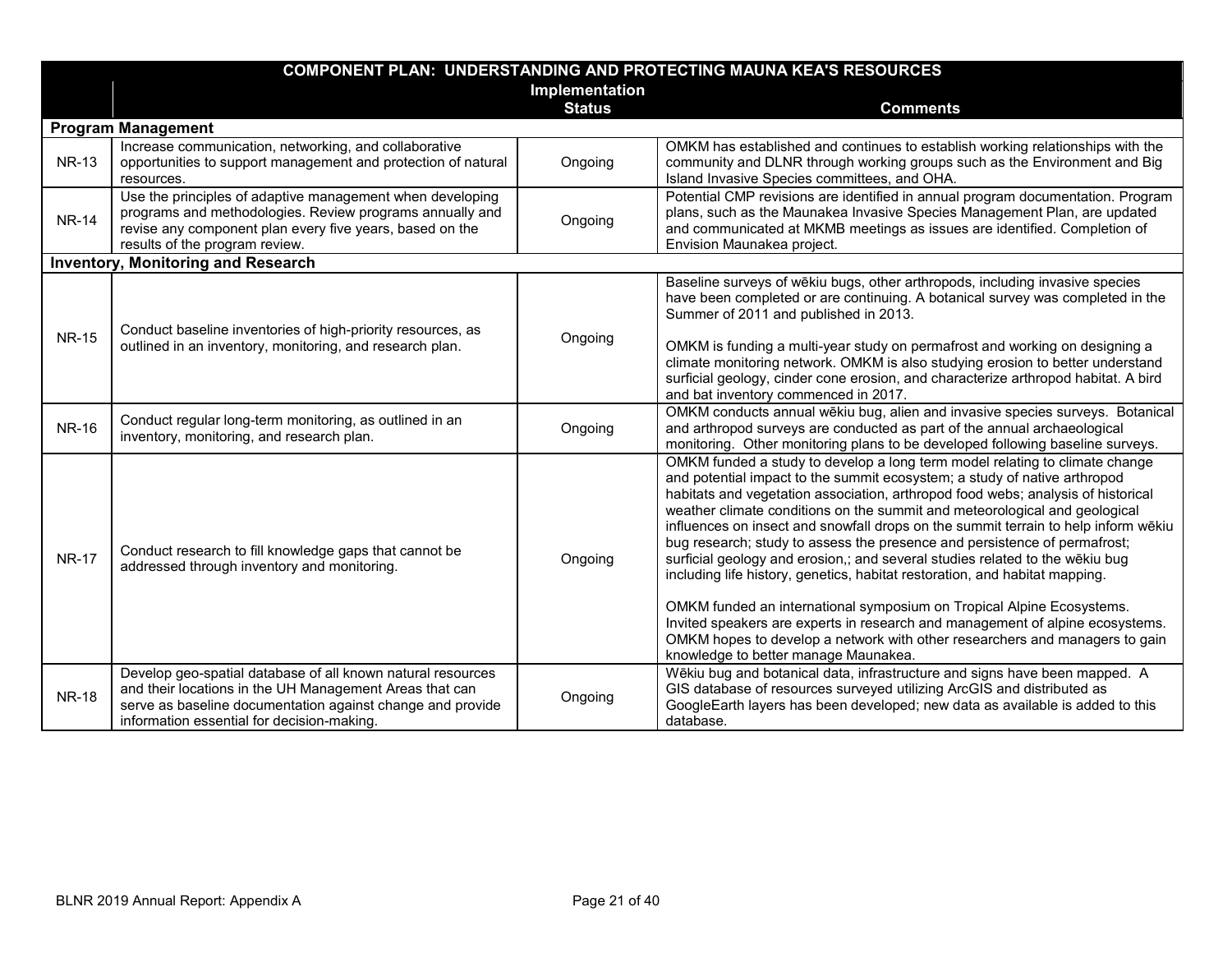| COMPONENT PLAN: UNDERSTANDING AND PROTECTING MAUNA KEA'S RESOURCES | | | |
|---|---|---|---|
| | | Implementation Status | Comments |
| **Program Management** | | | |
| NR-13 | Increase communication, networking, and collaborative opportunities to support management and protection of natural resources. | Ongoing | OMKM has established and continues to establish working relationships with the community and DLNR through working groups such as the Environment and Big Island Invasive Species committees, and OHA. |
| NR-14 | Use the principles of adaptive management when developing programs and methodologies. Review programs annually and revise any component plan every five years, based on the results of the program review. | Ongoing | Potential CMP revisions are identified in annual program documentation. Program plans, such as the Maunakea Invasive Species Management Plan, are updated and communicated at MKMB meetings as issues are identified. Completion of Envision Maunakea project. |
| **Inventory, Monitoring and Research** | | | |
| NR-15 | Conduct baseline inventories of high-priority resources, as outlined in an inventory, monitoring, and research plan. | Ongoing | Baseline surveys of wēkiu bugs, other arthropods, including invasive species have been completed or are continuing. A botanical survey was completed in the Summer of 2011 and published in 2013.<br><br>OMKM is funding a multi-year study on permafrost and working on designing a climate monitoring network. OMKM is also studying erosion to better understand surficial geology, cinder cone erosion, and characterize arthropod habitat. A bird and bat inventory commenced in 2017. |
| NR-16 | Conduct regular long-term monitoring, as outlined in an inventory, monitoring, and research plan. | Ongoing | OMKM conducts annual wēkiu bug, alien and invasive species surveys. Botanical and arthropod surveys are conducted as part of the annual archaeological monitoring. Other monitoring plans to be developed following baseline surveys. |
| NR-17 | Conduct research to fill knowledge gaps that cannot be addressed through inventory and monitoring. | Ongoing | OMKM funded a study to develop a long term model relating to climate change and potential impact to the summit ecosystem; a study of native arthropod habitats and vegetation association, arthropod food webs; analysis of historical weather climate conditions on the summit and meteorological and geological influences on insect and snowfall drops on the summit terrain to help inform wēkiu bug research; study to assess the presence and persistence of permafrost; surficial geology and erosion,; and several studies related to the wēkiu bug including life history, genetics, habitat restoration, and habitat mapping.<br><br>OMKM funded an international symposium on Tropical Alpine Ecosystems. Invited speakers are experts in research and management of alpine ecosystems. OMKM hopes to develop a network with other researchers and managers to gain knowledge to better manage Maunakea. |
| NR-18 | Develop geo-spatial database of all known natural resources and their locations in the UH Management Areas that can serve as baseline documentation against change and provide information essential for decision-making. | Ongoing | Wēkiu bug and botanical data, infrastructure and signs have been mapped. A GIS database of resources surveyed utilizing ArcGIS and distributed as GoogleEarth layers has been developed; new data as available is added to this database. |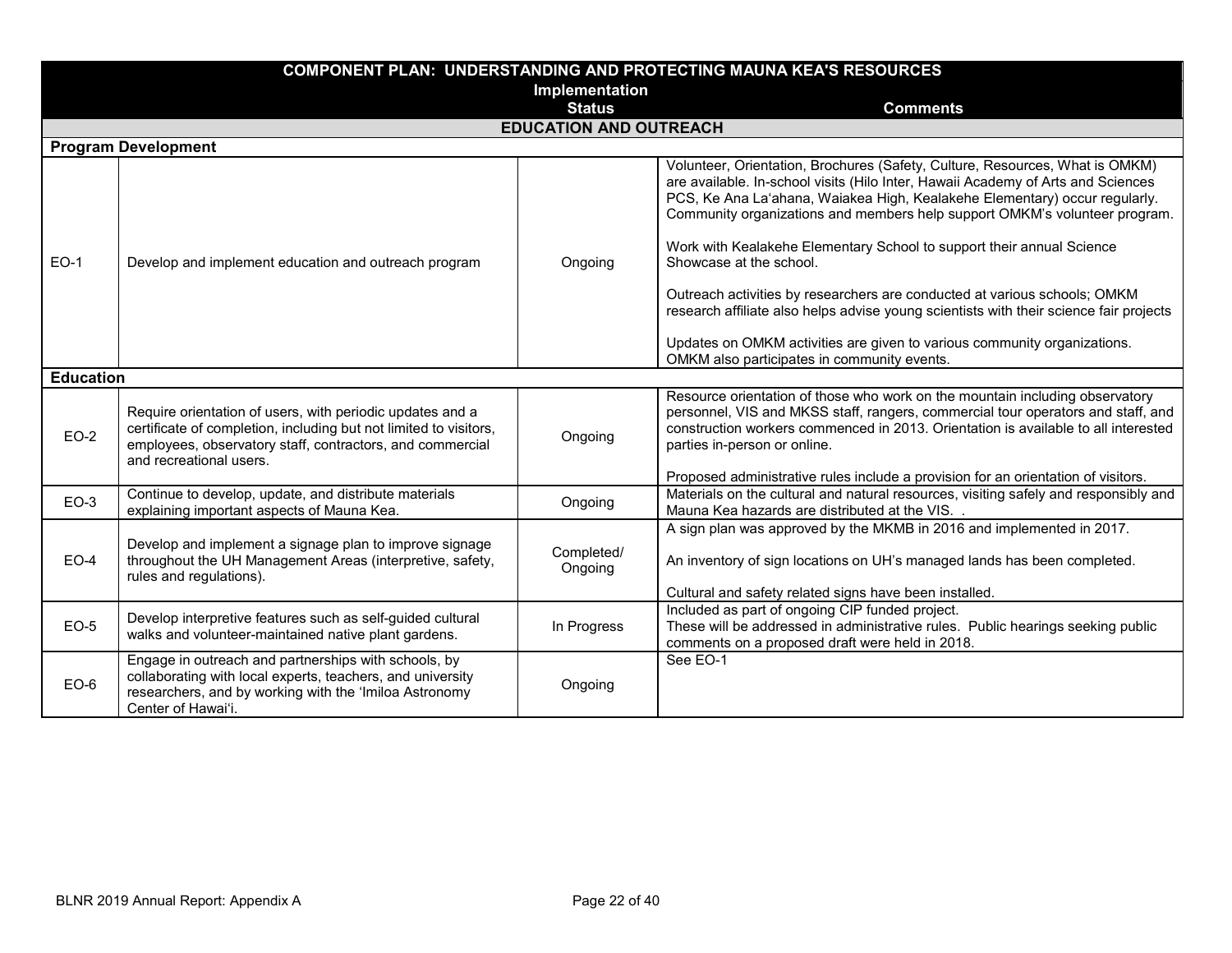| COMPONENT PLAN: UNDERSTANDING AND PROTECTING MAUNA KEA'S RESOURCES | | Implementation Status | Comments |
|---|---|---|---|
| **EDUCATION AND OUTREACH** | | | |
| **Program Development** | | | |
| EO-1 | Develop and implement education and outreach program | Ongoing | Volunteer, Orientation, Brochures (Safety, Culture, Resources, What is OMKM) are available. In-school visits (Hilo Inter, Hawaii Academy of Arts and Sciences PCS, Ke Ana La'ahana, Waiakea High, Kealakehe Elementary) occur regularly. Community organizations and members help support OMKM's volunteer program.<br><br>Work with Kealakehe Elementary School to support their annual Science Showcase at the school.<br><br>Outreach activities by researchers are conducted at various schools; OMKM research affiliate also helps advise young scientists with their science fair projects<br><br>Updates on OMKM activities are given to various community organizations. OMKM also participates in community events. |
| **Education** | | | |
| EO-2 | Require orientation of users, with periodic updates and a certificate of completion, including but not limited to visitors, employees, observatory staff, contractors, and commercial and recreational users. | Ongoing | Resource orientation of those who work on the mountain including observatory personnel, VIS and MKSS staff, rangers, commercial tour operators and staff, and construction workers commenced in 2013. Orientation is available to all interested parties in-person or online.<br><br>Proposed administrative rules include a provision for an orientation of visitors. |
| EO-3 | Continue to develop, update, and distribute materials explaining important aspects of Mauna Kea. | Ongoing | Materials on the cultural and natural resources, visiting safely and responsibly and Mauna Kea hazards are distributed at the VIS. . |
| EO-4 | Develop and implement a signage plan to improve signage throughout the UH Management Areas (interpretive, safety, rules and regulations). | Completed/ Ongoing | A sign plan was approved by the MKMB in 2016 and implemented in 2017.<br><br>An inventory of sign locations on UH's managed lands has been completed.<br><br>Cultural and safety related signs have been installed. |
| EO-5 | Develop interpretive features such as self-guided cultural walks and volunteer-maintained native plant gardens. | In Progress | Included as part of ongoing CIP funded project.<br>These will be addressed in administrative rules. Public hearings seeking public comments on a proposed draft were held in 2018. |
| EO-6 | Engage in outreach and partnerships with schools, by collaborating with local experts, teachers, and university researchers, and by working with the 'Imiloa Astronomy Center of Hawai'i. | Ongoing | See EO-1 |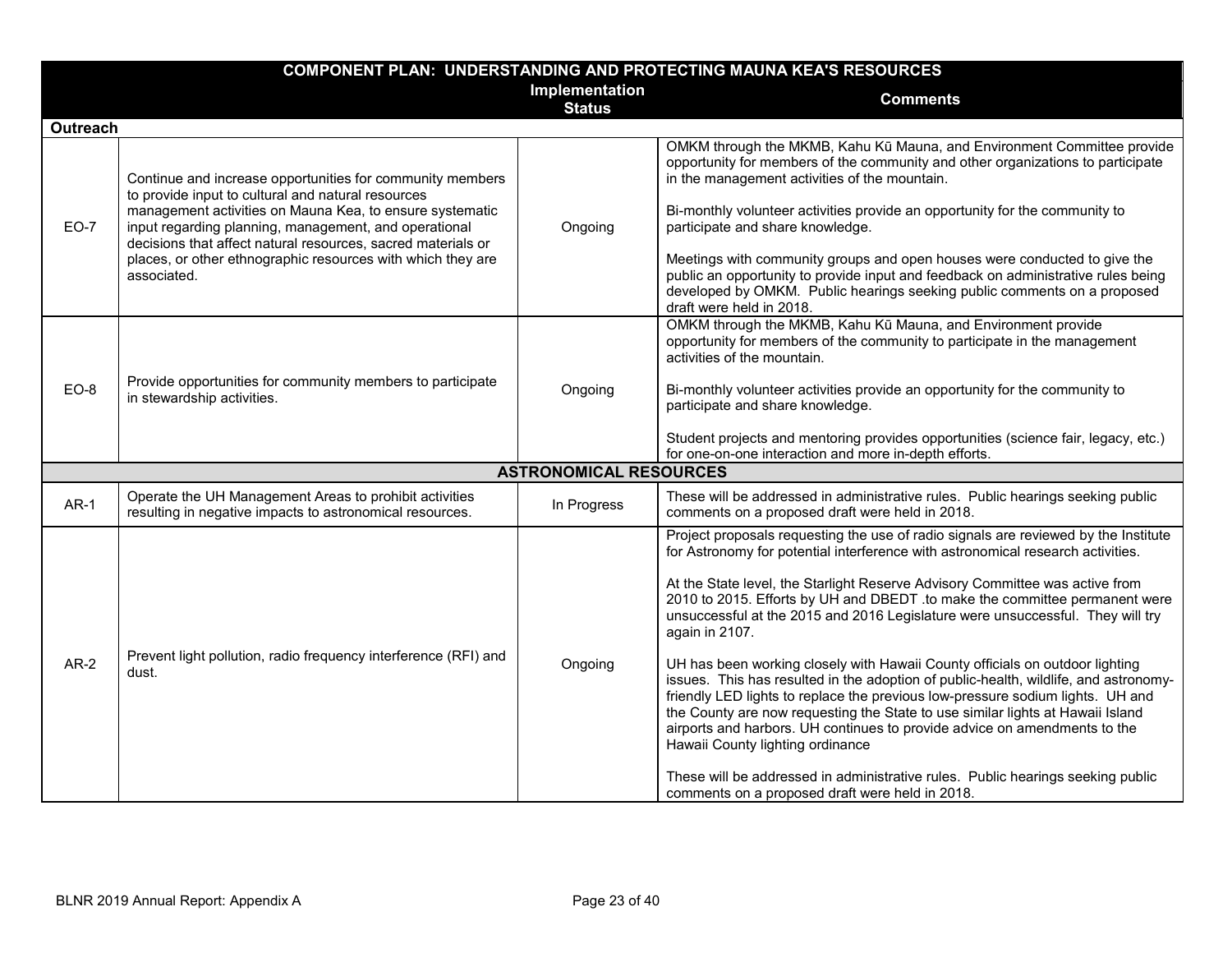| COMPONENT PLAN: UNDERSTANDING AND PROTECTING MAUNA KEA'S RESOURCES | | Implementation Status | Comments |
|---|---|---|---|
| **Outreach** | | | |
| EO-7 | Continue and increase opportunities for community members to provide input to cultural and natural resources management activities on Mauna Kea, to ensure systematic input regarding planning, management, and operational decisions that affect natural resources, sacred materials or places, or other ethnographic resources with which they are associated. | Ongoing | OMKM through the MKMB, Kahu Kū Mauna, and Environment Committee provide opportunity for members of the community and other organizations to participate in the management activities of the mountain.<br><br>Bi-monthly volunteer activities provide an opportunity for the community to participate and share knowledge.<br><br>Meetings with community groups and open houses were conducted to give the public an opportunity to provide input and feedback on administrative rules being developed by OMKM. Public hearings seeking public comments on a proposed draft were held in 2018. |
| EO-8 | Provide opportunities for community members to participate in stewardship activities. | Ongoing | OMKM through the MKMB, Kahu Kū Mauna, and Environment provide opportunity for members of the community to participate in the management activities of the mountain.<br><br>Bi-monthly volunteer activities provide an opportunity for the community to participate and share knowledge.<br><br>Student projects and mentoring provides opportunities (science fair, legacy, etc.) for one-on-one interaction and more in-depth efforts. |
| **ASTRONOMICAL RESOURCES** | | | |
| AR-1 | Operate the UH Management Areas to prohibit activities resulting in negative impacts to astronomical resources. | In Progress | These will be addressed in administrative rules. Public hearings seeking public comments on a proposed draft were held in 2018. |
| AR-2 | Prevent light pollution, radio frequency interference (RFI) and dust. | Ongoing | Project proposals requesting the use of radio signals are reviewed by the Institute for Astronomy for potential interference with astronomical research activities.<br><br>At the State level, the Starlight Reserve Advisory Committee was active from 2010 to 2015. Efforts by UH and DBEDT .to make the committee permanent were unsuccessful at the 2015 and 2016 Legislature were unsuccessful. They will try again in 2107.<br><br>UH has been working closely with Hawaii County officials on outdoor lighting issues. This has resulted in the adoption of public-health, wildlife, and astronomy-friendly LED lights to replace the previous low-pressure sodium lights. UH and the County are now requesting the State to use similar lights at Hawaii Island airports and harbors. UH continues to provide advice on amendments to the Hawaii County lighting ordinance<br><br>These will be addressed in administrative rules. Public hearings seeking public comments on a proposed draft were held in 2018. |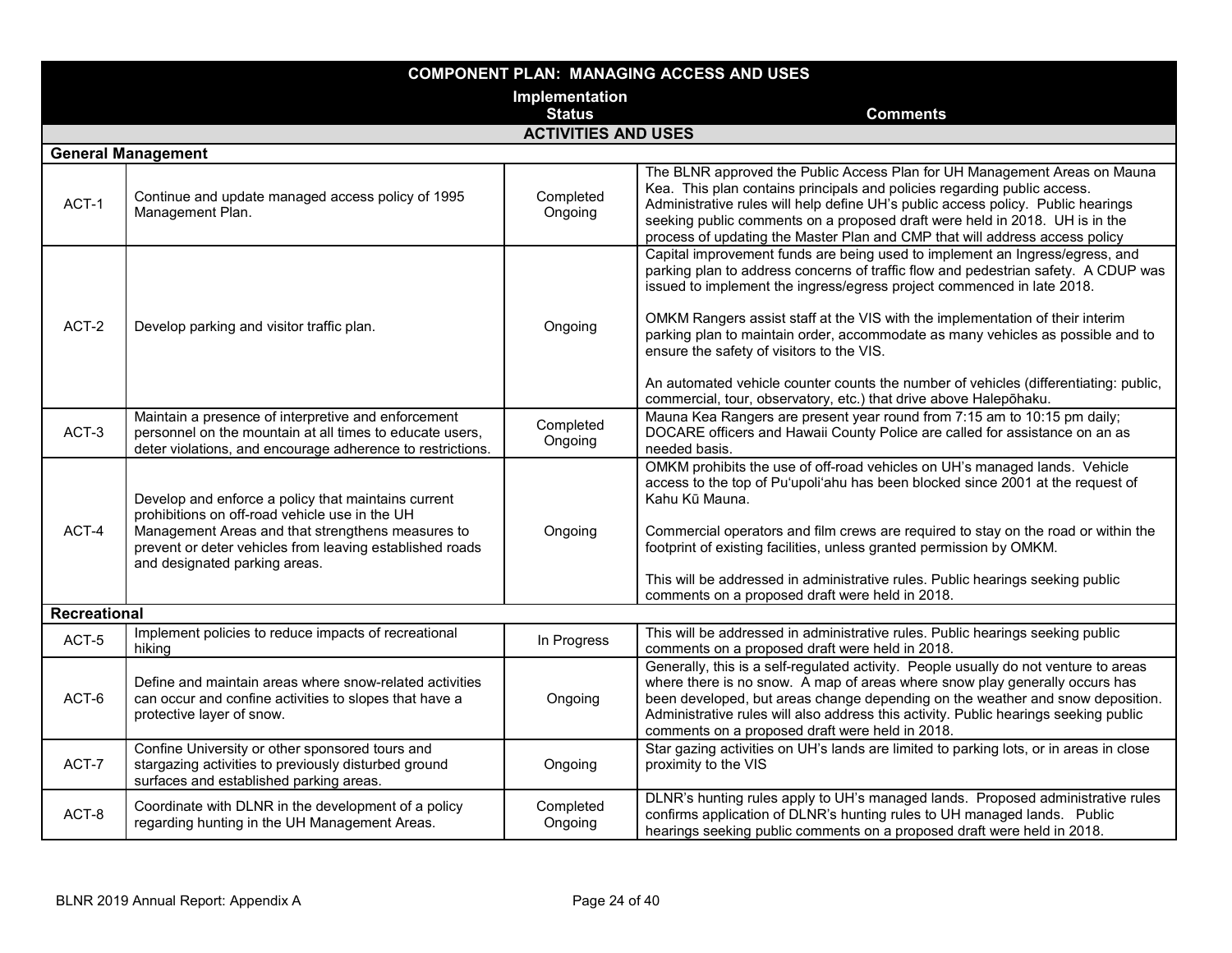| COMPONENT PLAN: MANAGING ACCESS AND USES | | Implementation Status | Comments |
|---|---|---|---|
| **ACTIVITIES AND USES** | | | |
| **General Management** | | | |
| ACT-1 | Continue and update managed access policy of 1995 Management Plan. | Completed Ongoing | The BLNR approved the Public Access Plan for UH Management Areas on Mauna Kea. This plan contains principals and policies regarding public access. Administrative rules will help define UH's public access policy. Public hearings seeking public comments on a proposed draft were held in 2018. UH is in the process of updating the Master Plan and CMP that will address access policy |
| ACT-2 | Develop parking and visitor traffic plan. | Ongoing | Capital improvement funds are being used to implement an Ingress/egress, and parking plan to address concerns of traffic flow and pedestrian safety. A CDUP was issued to implement the ingress/egress project commenced in late 2018.<br><br>OMKM Rangers assist staff at the VIS with the implementation of their interim parking plan to maintain order, accommodate as many vehicles as possible and to ensure the safety of visitors to the VIS.<br><br>An automated vehicle counter counts the number of vehicles (differentiating: public, commercial, tour, observatory, etc.) that drive above Halepōhaku. |
| ACT-3 | Maintain a presence of interpretive and enforcement personnel on the mountain at all times to educate users, deter violations, and encourage adherence to restrictions. | Completed Ongoing | Mauna Kea Rangers are present year round from 7:15 am to 10:15 pm daily; DOCARE officers and Hawaii County Police are called for assistance on an as needed basis. |
| ACT-4 | Develop and enforce a policy that maintains current prohibitions on off-road vehicle use in the UH Management Areas and that strengthens measures to prevent or deter vehicles from leaving established roads and designated parking areas. | Ongoing | OMKM prohibits the use of off-road vehicles on UH's managed lands. Vehicle access to the top of Pu'upoli'ahu has been blocked since 2001 at the request of Kahu Kū Mauna.<br><br>Commercial operators and film crews are required to stay on the road or within the footprint of existing facilities, unless granted permission by OMKM.<br><br>This will be addressed in administrative rules. Public hearings seeking public comments on a proposed draft were held in 2018. |
| **Recreational** | | | |
| ACT-5 | Implement policies to reduce impacts of recreational hiking | In Progress | This will be addressed in administrative rules. Public hearings seeking public comments on a proposed draft were held in 2018. |
| ACT-6 | Define and maintain areas where snow-related activities can occur and confine activities to slopes that have a protective layer of snow. | Ongoing | Generally, this is a self-regulated activity. People usually do not venture to areas where there is no snow. A map of areas where snow play generally occurs has been developed, but areas change depending on the weather and snow deposition. Administrative rules will also address this activity. Public hearings seeking public comments on a proposed draft were held in 2018. |
| ACT-7 | Confine University or other sponsored tours and stargazing activities to previously disturbed ground surfaces and established parking areas. | Ongoing | Star gazing activities on UH's lands are limited to parking lots, or in areas in close proximity to the VIS |
| ACT-8 | Coordinate with DLNR in the development of a policy regarding hunting in the UH Management Areas. | Completed Ongoing | DLNR's hunting rules apply to UH's managed lands. Proposed administrative rules confirms application of DLNR's hunting rules to UH managed lands. Public hearings seeking public comments on a proposed draft were held in 2018. |

BLNR 2019 Annual Report: Appendix A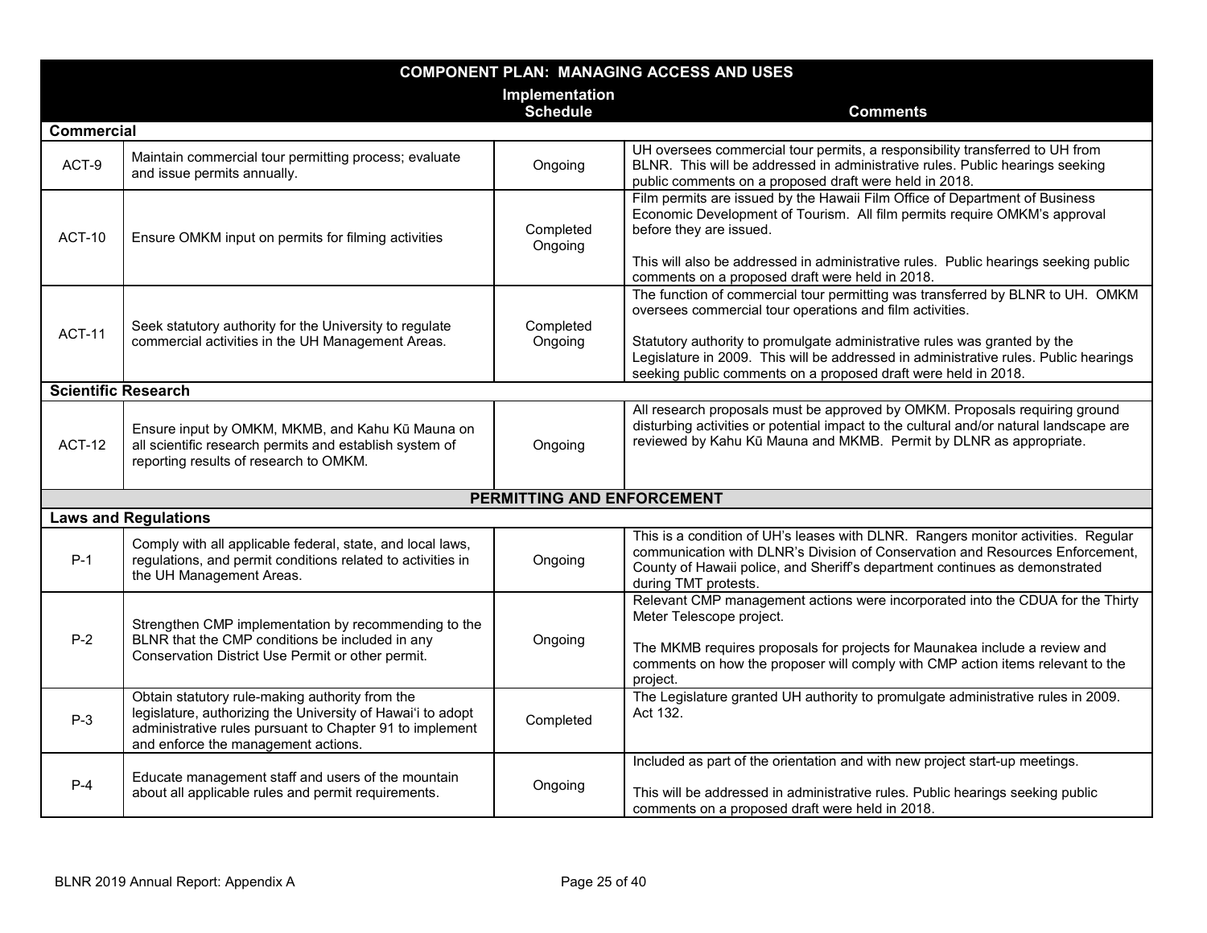| COMPONENT PLAN: MANAGING ACCESS AND USES | | Implementation Schedule | Comments |
|---|---|---|---|
| **Commercial** | | | |
| ACT-9 | Maintain commercial tour permitting process; evaluate and issue permits annually. | Ongoing | UH oversees commercial tour permits, a responsibility transferred to UH from BLNR. This will be addressed in administrative rules. Public hearings seeking public comments on a proposed draft were held in 2018. |
| ACT-10 | Ensure OMKM input on permits for filming activities | Completed Ongoing | Film permits are issued by the Hawaii Film Office of Department of Business Economic Development of Tourism. All film permits require OMKM's approval before they are issued.<br><br>This will also be addressed in administrative rules. Public hearings seeking public comments on a proposed draft were held in 2018. |
| ACT-11 | Seek statutory authority for the University to regulate commercial activities in the UH Management Areas. | Completed Ongoing | The function of commercial tour permitting was transferred by BLNR to UH. OMKM oversees commercial tour operations and film activities.<br><br>Statutory authority to promulgate administrative rules was granted by the Legislature in 2009. This will be addressed in administrative rules. Public hearings seeking public comments on a proposed draft were held in 2018. |
| **Scientific Research** | | | |
| ACT-12 | Ensure input by OMKM, MKMB, and Kahu Kū Mauna on all scientific research permits and establish system of reporting results of research to OMKM. | Ongoing | All research proposals must be approved by OMKM. Proposals requiring ground disturbing activities or potential impact to the cultural and/or natural landscape are reviewed by Kahu Kū Mauna and MKMB. Permit by DLNR as appropriate. |
| **PERMITTING AND ENFORCEMENT** | | | |
| **Laws and Regulations** | | | |
| P-1 | Comply with all applicable federal, state, and local laws, regulations, and permit conditions related to activities in the UH Management Areas. | Ongoing | This is a condition of UH's leases with DLNR. Rangers monitor activities. Regular communication with DLNR's Division of Conservation and Resources Enforcement, County of Hawaii police, and Sheriff's department continues as demonstrated during TMT protests. |
| P-2 | Strengthen CMP implementation by recommending to the BLNR that the CMP conditions be included in any Conservation District Use Permit or other permit. | Ongoing | Relevant CMP management actions were incorporated into the CDUA for the Thirty Meter Telescope project.<br><br>The MKMB requires proposals for projects for Maunakea include a review and comments on how the proposer will comply with CMP action items relevant to the project. |
| P-3 | Obtain statutory rule-making authority from the legislature, authorizing the University of Hawaiʻi to adopt administrative rules pursuant to Chapter 91 to implement and enforce the management actions. | Completed | The Legislature granted UH authority to promulgate administrative rules in 2009. Act 132. |
| P-4 | Educate management staff and users of the mountain about all applicable rules and permit requirements. | Ongoing | Included as part of the orientation and with new project start-up meetings.<br><br>This will be addressed in administrative rules. Public hearings seeking public comments on a proposed draft were held in 2018. |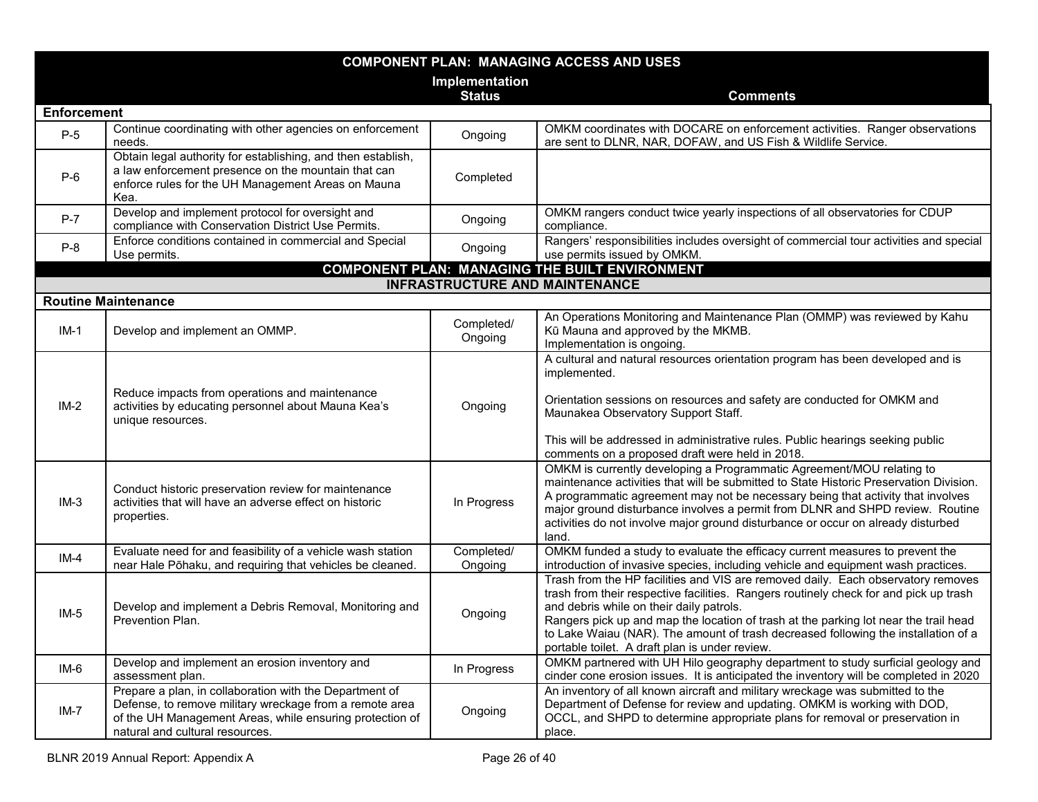| COMPONENT PLAN: MANAGING ACCESS AND USES | | | |
|---|---|---|---|
| | | **Implementation Status** | **Comments** |
| **Enforcement** | | | |
| P-5 | Continue coordinating with other agencies on enforcement needs. | Ongoing | OMKM coordinates with DOCARE on enforcement activities. Ranger observations are sent to DLNR, NAR, DOFAW, and US Fish & Wildlife Service. |
| P-6 | Obtain legal authority for establishing, and then establish, a law enforcement presence on the mountain that can enforce rules for the UH Management Areas on Mauna Kea. | Completed | |
| P-7 | Develop and implement protocol for oversight and compliance with Conservation District Use Permits. | Ongoing | OMKM rangers conduct twice yearly inspections of all observatories for CDUP compliance. |
| P-8 | Enforce conditions contained in commercial and Special Use permits. | Ongoing | Rangers' responsibilities includes oversight of commercial tour activities and special use permits issued by OMKM. |
| **COMPONENT PLAN: MANAGING THE BUILT ENVIRONMENT** | | | |
| **INFRASTRUCTURE AND MAINTENANCE** | | | |
| **Routine Maintenance** | | | |
| IM-1 | Develop and implement an OMMP. | Completed/ Ongoing | An Operations Monitoring and Maintenance Plan (OMMP) was reviewed by Kahu Kū Mauna and approved by the MKMB.<br>Implementation is ongoing. |
| IM-2 | Reduce impacts from operations and maintenance activities by educating personnel about Mauna Kea's unique resources. | Ongoing | A cultural and natural resources orientation program has been developed and is implemented.<br><br>Orientation sessions on resources and safety are conducted for OMKM and Maunakea Observatory Support Staff.<br><br>This will be addressed in administrative rules. Public hearings seeking public comments on a proposed draft were held in 2018. |
| IM-3 | Conduct historic preservation review for maintenance activities that will have an adverse effect on historic properties. | In Progress | OMKM is currently developing a Programmatic Agreement/MOU relating to maintenance activities that will be submitted to State Historic Preservation Division. A programmatic agreement may not be necessary being that activity that involves major ground disturbance involves a permit from DLNR and SHPD review. Routine activities do not involve major ground disturbance or occur on already disturbed land. |
| IM-4 | Evaluate need for and feasibility of a vehicle wash station near Hale Pōhaku, and requiring that vehicles be cleaned. | Completed/ Ongoing | OMKM funded a study to evaluate the efficacy current measures to prevent the introduction of invasive species, including vehicle and equipment wash practices. |
| IM-5 | Develop and implement a Debris Removal, Monitoring and Prevention Plan. | Ongoing | Trash from the HP facilities and VIS are removed daily. Each observatory removes trash from their respective facilities. Rangers routinely check for and pick up trash and debris while on their daily patrols.<br>Rangers pick up and map the location of trash at the parking lot near the trail head to Lake Waiau (NAR). The amount of trash decreased following the installation of a portable toilet. A draft plan is under review. |
| IM-6 | Develop and implement an erosion inventory and assessment plan. | In Progress | OMKM partnered with UH Hilo geography department to study surficial geology and cinder cone erosion issues. It is anticipated the inventory will be completed in 2020 |
| IM-7 | Prepare a plan, in collaboration with the Department of Defense, to remove military wreckage from a remote area of the UH Management Areas, while ensuring protection of natural and cultural resources. | Ongoing | An inventory of all known aircraft and military wreckage was submitted to the Department of Defense for review and updating. OMKM is working with DOD, OCCL, and SHPD to determine appropriate plans for removal or preservation in place. |

BLNR 2019 Annual Report: Appendix A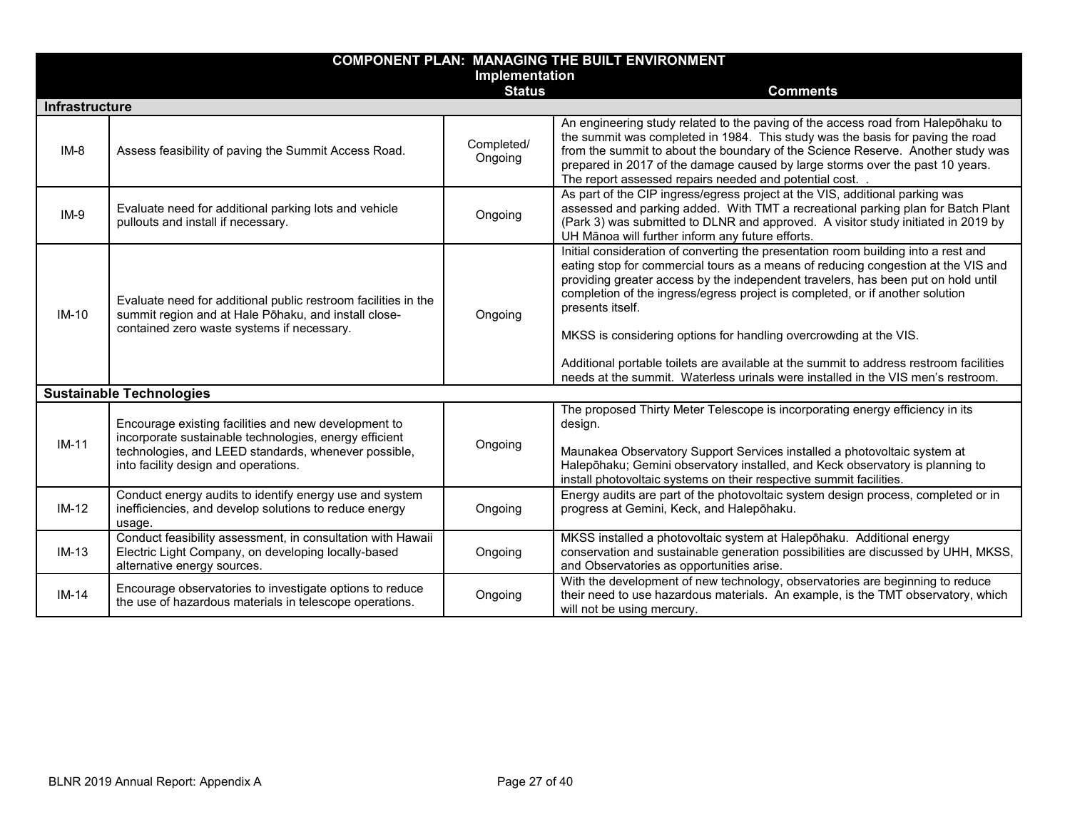| COMPONENT PLAN: MANAGING THE BUILT ENVIRONMENT | | Implementation Status | Comments |
|---|---|---|---|
| **Infrastructure** | | | |
| IM-8 | Assess feasibility of paving the Summit Access Road. | Completed/ Ongoing | An engineering study related to the paving of the access road from Halepōhaku to the summit was completed in 1984. This study was the basis for paving the road from the summit to about the boundary of the Science Reserve. Another study was prepared in 2017 of the damage caused by large storms over the past 10 years. The report assessed repairs needed and potential cost. . |
| IM-9 | Evaluate need for additional parking lots and vehicle pullouts and install if necessary. | Ongoing | As part of the CIP ingress/egress project at the VIS, additional parking was assessed and parking added. With TMT a recreational parking plan for Batch Plant (Park 3) was submitted to DLNR and approved. A visitor study initiated in 2019 by UH Mānoa will further inform any future efforts. |
| IM-10 | Evaluate need for additional public restroom facilities in the summit region and at Hale Pōhaku, and install close-contained zero waste systems if necessary. | Ongoing | Initial consideration of converting the presentation room building into a rest and eating stop for commercial tours as a means of reducing congestion at the VIS and providing greater access by the independent travelers, has been put on hold until completion of the ingress/egress project is completed, or if another solution presents itself.<br><br>MKSS is considering options for handling overcrowding at the VIS.<br><br>Additional portable toilets are available at the summit to address restroom facilities needs at the summit. Waterless urinals were installed in the VIS men's restroom. |
| **Sustainable Technologies** | | | |
| IM-11 | Encourage existing facilities and new development to incorporate sustainable technologies, energy efficient technologies, and LEED standards, whenever possible, into facility design and operations. | Ongoing | The proposed Thirty Meter Telescope is incorporating energy efficiency in its design.<br><br>Maunakea Observatory Support Services installed a photovoltaic system at Halepōhaku; Gemini observatory installed, and Keck observatory is planning to install photovoltaic systems on their respective summit facilities. |
| IM-12 | Conduct energy audits to identify energy use and system inefficiencies, and develop solutions to reduce energy usage. | Ongoing | Energy audits are part of the photovoltaic system design process, completed or in progress at Gemini, Keck, and Halepōhaku. |
| IM-13 | Conduct feasibility assessment, in consultation with Hawaii Electric Light Company, on developing locally-based alternative energy sources. | Ongoing | MKSS installed a photovoltaic system at Halepōhaku. Additional energy conservation and sustainable generation possibilities are discussed by UHH, MKSS, and Observatories as opportunities arise. |
| IM-14 | Encourage observatories to investigate options to reduce the use of hazardous materials in telescope operations. | Ongoing | With the development of new technology, observatories are beginning to reduce their need to use hazardous materials. An example, is the TMT observatory, which will not be using mercury. |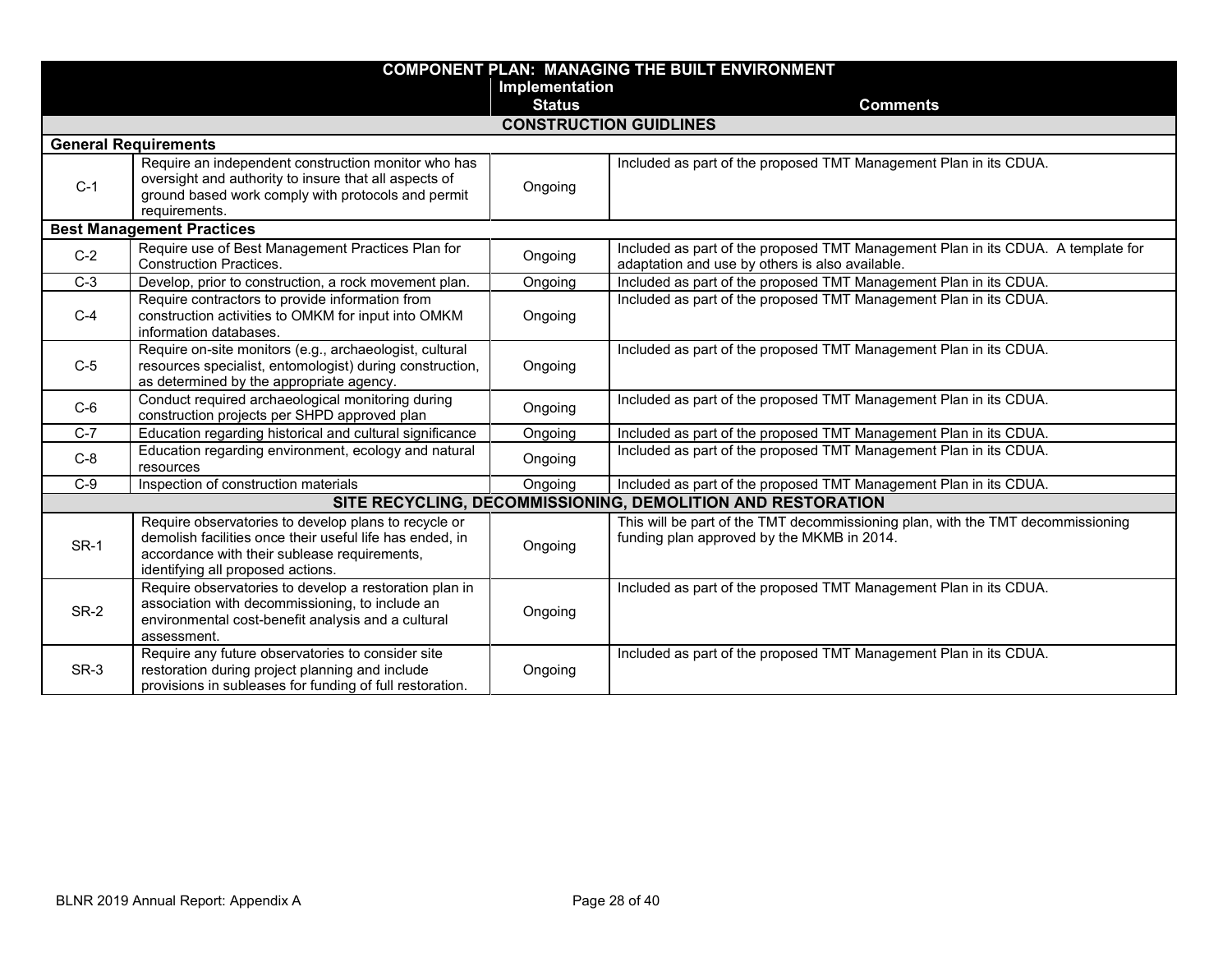| COMPONENT PLAN: MANAGING THE BUILT ENVIRONMENT | | Implementation Status | Comments |
|---|---|---|---|
| **CONSTRUCTION GUIDLINES** | | | |
| **General Requirements** | | | |
| C-1 | Require an independent construction monitor who has oversight and authority to insure that all aspects of ground based work comply with protocols and permit requirements. | Ongoing | Included as part of the proposed TMT Management Plan in its CDUA. |
| **Best Management Practices** | | | |
| C-2 | Require use of Best Management Practices Plan for Construction Practices. | Ongoing | Included as part of the proposed TMT Management Plan in its CDUA. A template for adaptation and use by others is also available. |
| C-3 | Develop, prior to construction, a rock movement plan. | Ongoing | Included as part of the proposed TMT Management Plan in its CDUA. |
| C-4 | Require contractors to provide information from construction activities to OMKM for input into OMKM information databases. | Ongoing | Included as part of the proposed TMT Management Plan in its CDUA. |
| C-5 | Require on-site monitors (e.g., archaeologist, cultural resources specialist, entomologist) during construction, as determined by the appropriate agency. | Ongoing | Included as part of the proposed TMT Management Plan in its CDUA. |
| C-6 | Conduct required archaeological monitoring during construction projects per SHPD approved plan | Ongoing | Included as part of the proposed TMT Management Plan in its CDUA. |
| C-7 | Education regarding historical and cultural significance | Ongoing | Included as part of the proposed TMT Management Plan in its CDUA. |
| C-8 | Education regarding environment, ecology and natural resources | Ongoing | Included as part of the proposed TMT Management Plan in its CDUA. |
| C-9 | Inspection of construction materials | Ongoing | Included as part of the proposed TMT Management Plan in its CDUA. |
| **SITE RECYCLING, DECOMMISSIONING, DEMOLITION AND RESTORATION** | | | |
| SR-1 | Require observatories to develop plans to recycle or demolish facilities once their useful life has ended, in accordance with their sublease requirements, identifying all proposed actions. | Ongoing | This will be part of the TMT decommissioning plan, with the TMT decommissioning funding plan approved by the MKMB in 2014. |
| SR-2 | Require observatories to develop a restoration plan in association with decommissioning, to include an environmental cost-benefit analysis and a cultural assessment. | Ongoing | Included as part of the proposed TMT Management Plan in its CDUA. |
| SR-3 | Require any future observatories to consider site restoration during project planning and include provisions in subleases for funding of full restoration. | Ongoing | Included as part of the proposed TMT Management Plan in its CDUA. |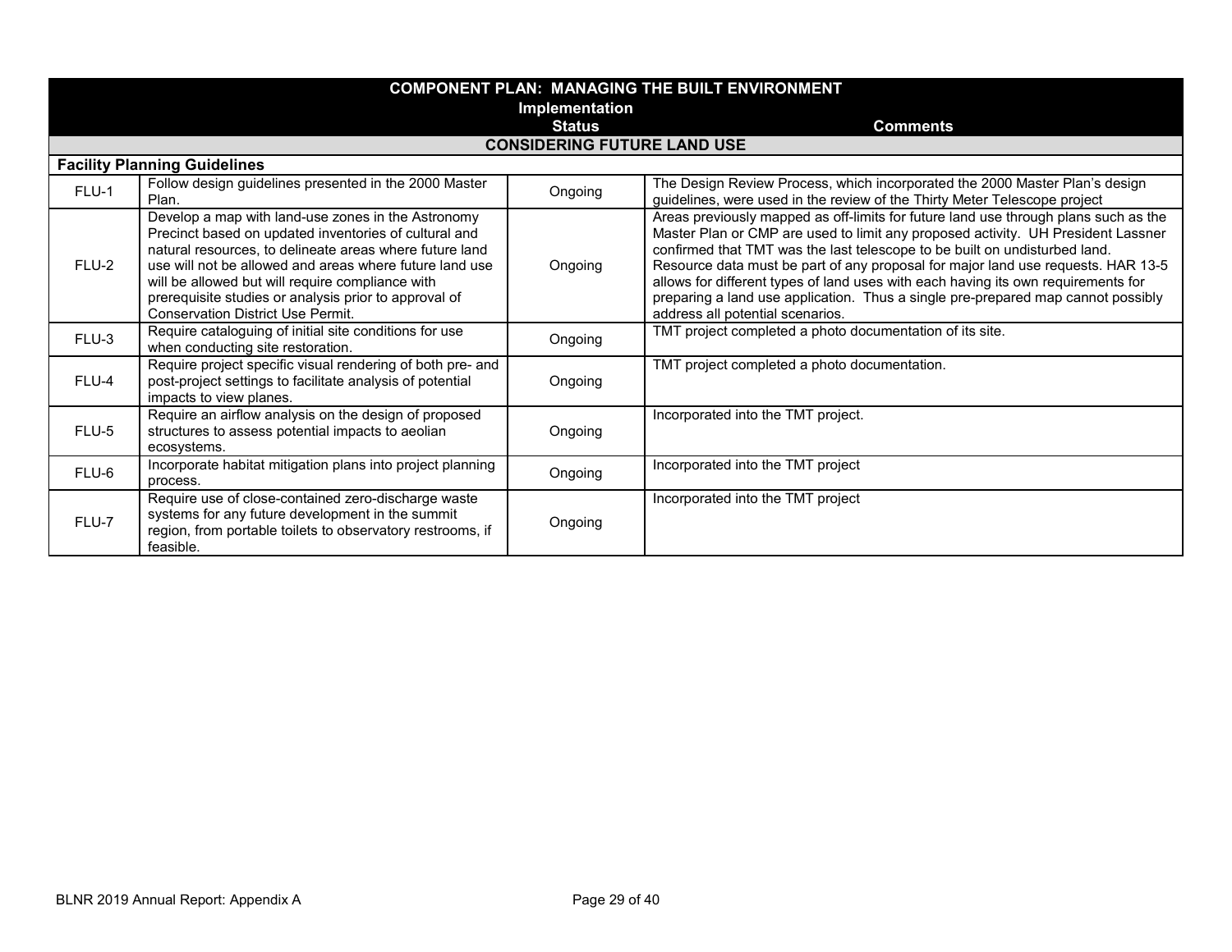| COMPONENT PLAN: MANAGING THE BUILT ENVIRONMENT | | Implementation Status | Comments |
|---|---|---|---|
| **CONSIDERING FUTURE LAND USE** | | | |
| **Facility Planning Guidelines** | | | |
| FLU-1 | Follow design guidelines presented in the 2000 Master Plan. | Ongoing | The Design Review Process, which incorporated the 2000 Master Plan's design guidelines, were used in the review of the Thirty Meter Telescope project |
| FLU-2 | Develop a map with land-use zones in the Astronomy Precinct based on updated inventories of cultural and natural resources, to delineate areas where future land use will not be allowed and areas where future land use will be allowed but will require compliance with prerequisite studies or analysis prior to approval of Conservation District Use Permit. | Ongoing | Areas previously mapped as off-limits for future land use through plans such as the Master Plan or CMP are used to limit any proposed activity. UH President Lassner confirmed that TMT was the last telescope to be built on undisturbed land. Resource data must be part of any proposal for major land use requests. HAR 13-5 allows for different types of land uses with each having its own requirements for preparing a land use application. Thus a single pre-prepared map cannot possibly address all potential scenarios. |
| FLU-3 | Require cataloguing of initial site conditions for use when conducting site restoration. | Ongoing | TMT project completed a photo documentation of its site. |
| FLU-4 | Require project specific visual rendering of both pre- and post-project settings to facilitate analysis of potential impacts to view planes. | Ongoing | TMT project completed a photo documentation. |
| FLU-5 | Require an airflow analysis on the design of proposed structures to assess potential impacts to aeolian ecosystems. | Ongoing | Incorporated into the TMT project. |
| FLU-6 | Incorporate habitat mitigation plans into project planning process. | Ongoing | Incorporated into the TMT project |
| FLU-7 | Require use of close-contained zero-discharge waste systems for any future development in the summit region, from portable toilets to observatory restrooms, if feasible. | Ongoing | Incorporated into the TMT project |

BLNR 2019 Annual Report: Appendix A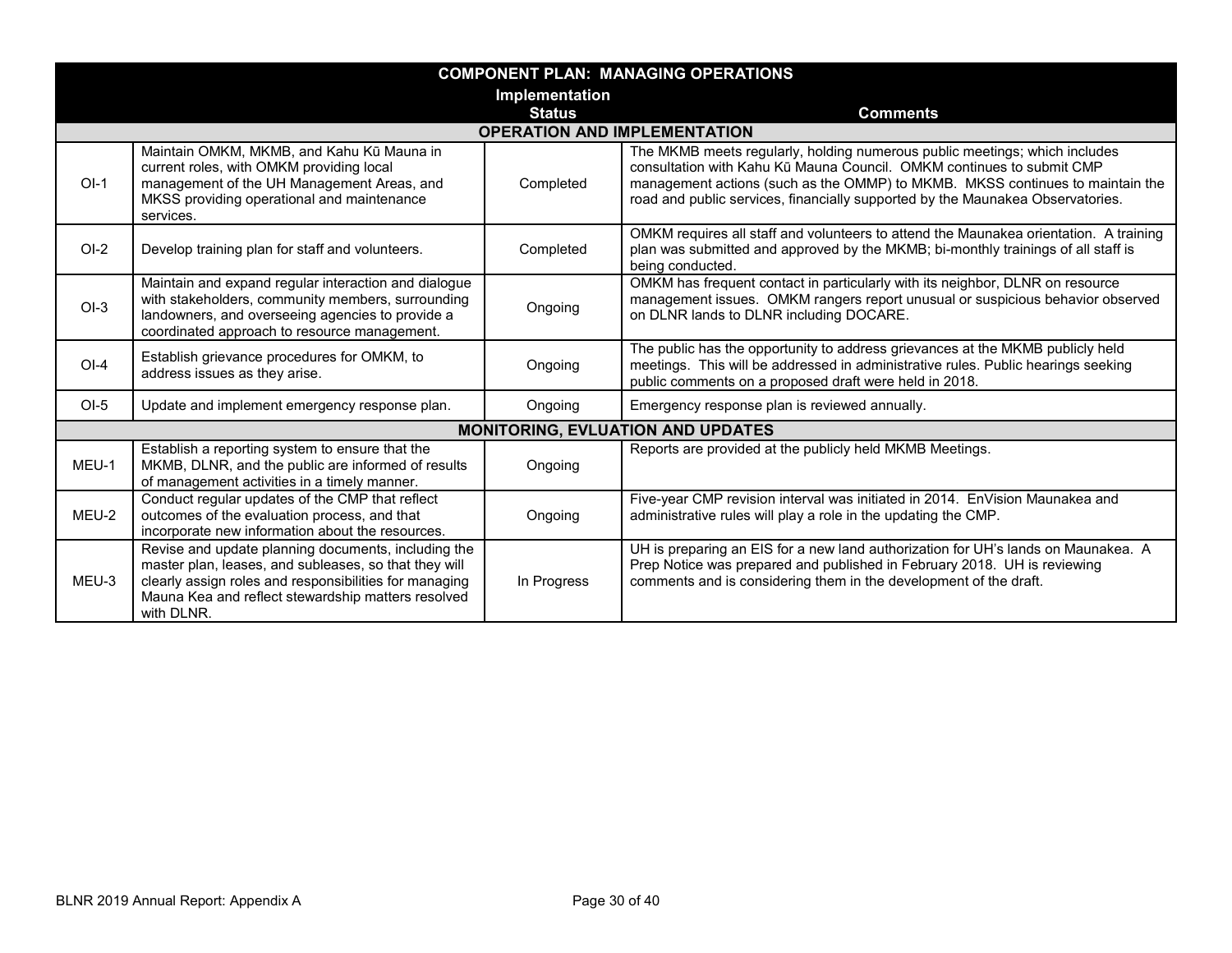| COMPONENT PLAN: MANAGING OPERATIONS | | | |
|---|---|---|---|
| | | Implementation Status | Comments |
| **OPERATION AND IMPLEMENTATION** | | | |
| OI-1 | Maintain OMKM, MKMB, and Kahu Kū Mauna in current roles, with OMKM providing local management of the UH Management Areas, and MKSS providing operational and maintenance services. | Completed | The MKMB meets regularly, holding numerous public meetings; which includes consultation with Kahu Kū Mauna Council. OMKM continues to submit CMP management actions (such as the OMMP) to MKMB. MKSS continues to maintain the road and public services, financially supported by the Maunakea Observatories. |
| OI-2 | Develop training plan for staff and volunteers. | Completed | OMKM requires all staff and volunteers to attend the Maunakea orientation. A training plan was submitted and approved by the MKMB; bi-monthly trainings of all staff is being conducted. |
| OI-3 | Maintain and expand regular interaction and dialogue with stakeholders, community members, surrounding landowners, and overseeing agencies to provide a coordinated approach to resource management. | Ongoing | OMKM has frequent contact in particularly with its neighbor, DLNR on resource management issues. OMKM rangers report unusual or suspicious behavior observed on DLNR lands to DLNR including DOCARE. |
| OI-4 | Establish grievance procedures for OMKM, to address issues as they arise. | Ongoing | The public has the opportunity to address grievances at the MKMB publicly held meetings. This will be addressed in administrative rules. Public hearings seeking public comments on a proposed draft were held in 2018. |
| OI-5 | Update and implement emergency response plan. | Ongoing | Emergency response plan is reviewed annually. |
| **MONITORING, EVLUATION AND UPDATES** | | | |
| MEU-1 | Establish a reporting system to ensure that the MKMB, DLNR, and the public are informed of results of management activities in a timely manner. | Ongoing | Reports are provided at the publicly held MKMB Meetings. |
| MEU-2 | Conduct regular updates of the CMP that reflect outcomes of the evaluation process, and that incorporate new information about the resources. | Ongoing | Five-year CMP revision interval was initiated in 2014. EnVision Maunakea and administrative rules will play a role in the updating the CMP. |
| MEU-3 | Revise and update planning documents, including the master plan, leases, and subleases, so that they will clearly assign roles and responsibilities for managing Mauna Kea and reflect stewardship matters resolved with DLNR. | In Progress | UH is preparing an EIS for a new land authorization for UH's lands on Maunakea. A Prep Notice was prepared and published in February 2018. UH is reviewing comments and is considering them in the development of the draft. |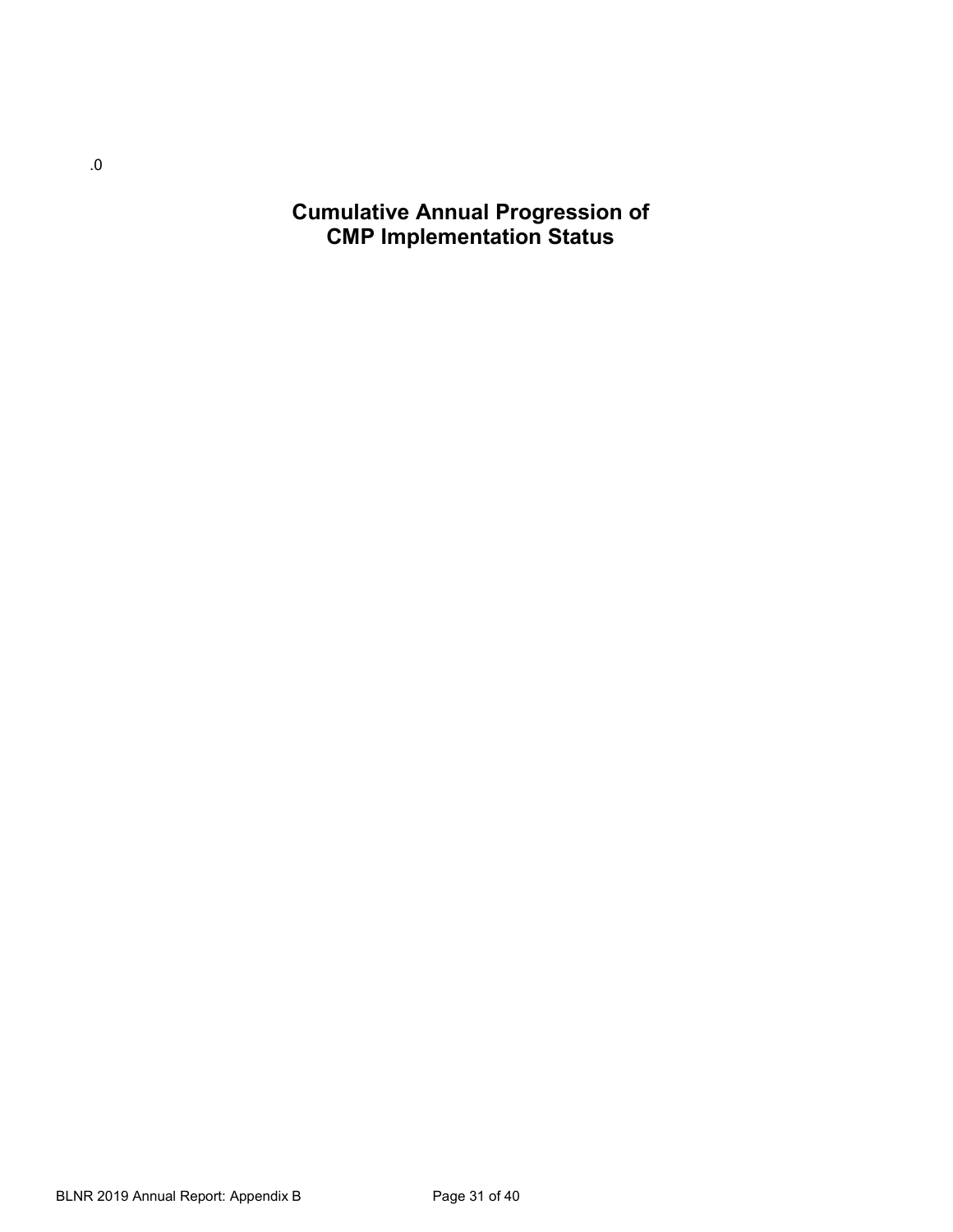.0

# Cumulative Annual Progression of CMP Implementation Status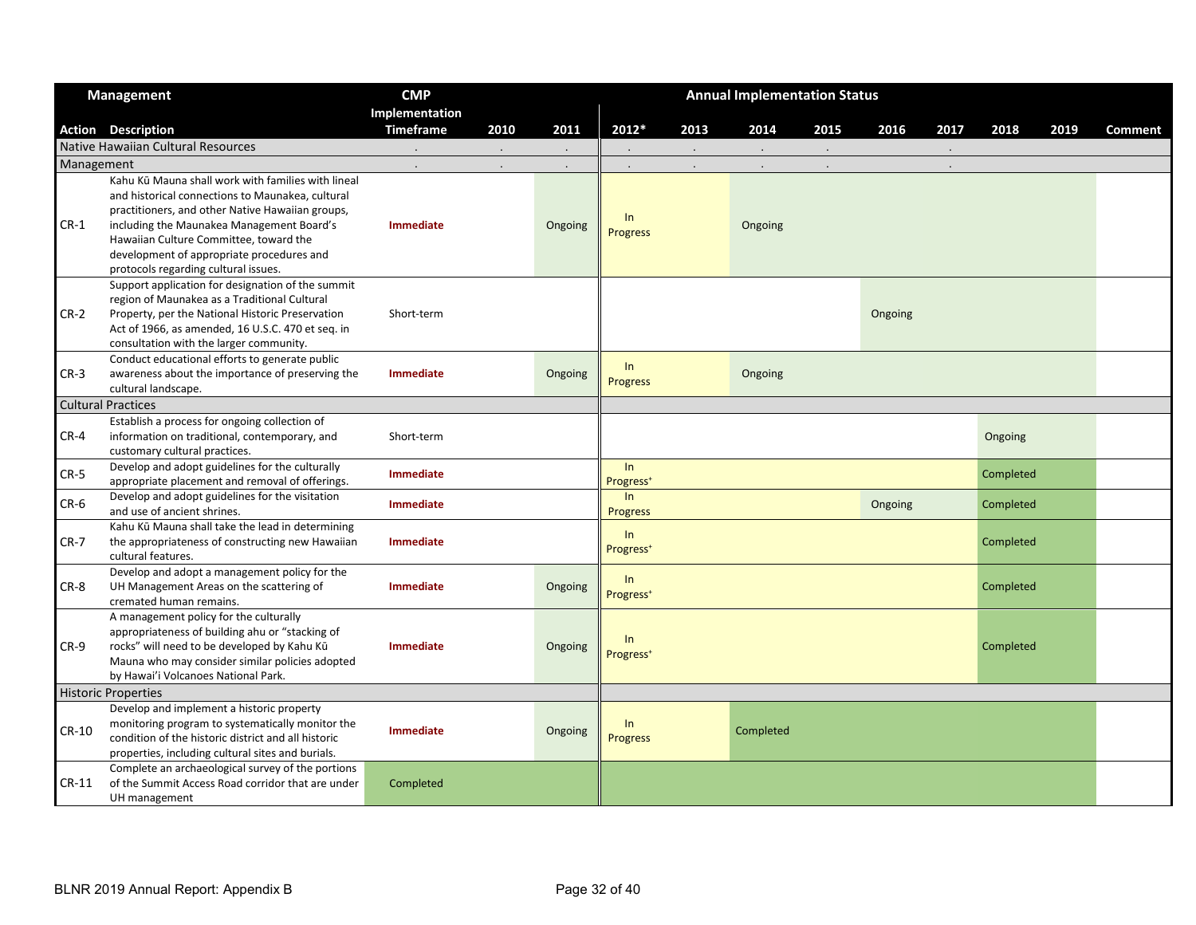| Management Action | Description | CMP Implementation Timeframe | 2010 | 2011 | 2012* | 2013 | 2014 | 2015 | 2016 | 2017 | 2018 | 2019 | Comment |
|---|---|---|---|---|---|---|---|---|---|---|---|---|---|
| Native Hawaiian Cultural Resources | | . | . | . | . | . | . | . | | . | | | |
| Management | | . | . | . | . | . | . | . | | . | | | |
| CR-1 | Kahu Kū Mauna shall work with families with lineal and historical connections to Maunakea, cultural practitioners, and other Native Hawaiian groups, including the Maunakea Management Board's Hawaiian Culture Committee, toward the development of appropriate procedures and protocols regarding cultural issues. | **Immediate** | | Ongoing | In Progress | | Ongoing | | | | | | |
| CR-2 | Support application for designation of the summit region of Maunakea as a Traditional Cultural Property, per the National Historic Preservation Act of 1966, as amended, 16 U.S.C. 470 et seq. in consultation with the larger community. | Short-term | | | | | | | Ongoing | | | | |
| CR-3 | Conduct educational efforts to generate public awareness about the importance of preserving the cultural landscape. | **Immediate** | | Ongoing | In Progress | | Ongoing | | | | | | |
| Cultural Practices | | | | | | | | | | | | | |
| CR-4 | Establish a process for ongoing collection of information on traditional, contemporary, and customary cultural practices. | Short-term | | | | | | | | | Ongoing | | |
| CR-5 | Develop and adopt guidelines for the culturally appropriate placement and removal of offerings. | **Immediate** | | | In Progress+ | | | | | | Completed | | |
| CR-6 | Develop and adopt guidelines for the visitation and use of ancient shrines. | **Immediate** | | | In Progress | | | | Ongoing | | Completed | | |
| CR-7 | Kahu Kū Mauna shall take the lead in determining the appropriateness of constructing new Hawaiian cultural features. | **Immediate** | | | In Progress+ | | | | | | Completed | | |
| CR-8 | Develop and adopt a management policy for the UH Management Areas on the scattering of cremated human remains. | **Immediate** | | Ongoing | In Progress+ | | | | | | Completed | | |
| CR-9 | A management policy for the culturally appropriateness of building ahu or "stacking of rocks" will need to be developed by Kahu Kū Mauna who may consider similar policies adopted by Hawai'i Volcanoes National Park. | **Immediate** | | Ongoing | In Progress+ | | | | | | Completed | | |
| Historic Properties | | | | | | | | | | | | | |
| CR-10 | Develop and implement a historic property monitoring program to systematically monitor the condition of the historic district and all historic properties, including cultural sites and burials. | **Immediate** | | Ongoing | In Progress | | Completed | | | | | | |
| CR-11 | Complete an archaeological survey of the portions of the Summit Access Road corridor that are under UH management | Completed | | | | | | | | | | | |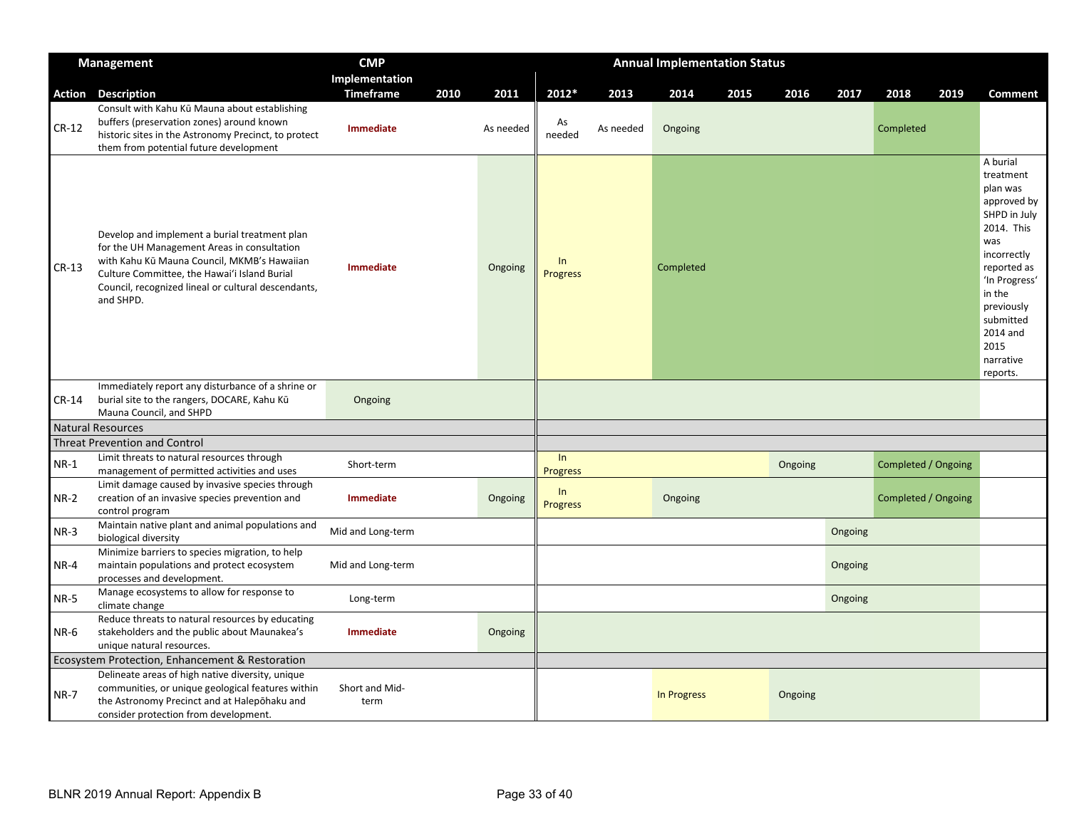| Management Action | Description | CMP Implementation Timeframe | 2010 | 2011 | 2012* | 2013 | 2014 | 2015 | 2016 | 2017 | 2018 | 2019 | Comment |
|---|---|---|---|---|---|---|---|---|---|---|---|---|---|
| CR-12 | Consult with Kahu Kū Mauna about establishing buffers (preservation zones) around known historic sites in the Astronomy Precinct, to protect them from potential future development | **Immediate** | | As needed | As needed | As needed | Ongoing | | | | Completed | | |
| CR-13 | Develop and implement a burial treatment plan for the UH Management Areas in consultation with Kahu Kū Mauna Council, MKMB's Hawaiian Culture Committee, the Hawaiʻi Island Burial Council, recognized lineal or cultural descendants, and SHPD. | **Immediate** | | Ongoing | In Progress | | Completed | | | | | | A burial treatment plan was approved by SHPD in July 2014. This was incorrectly reported as 'In Progress' in the previously submitted 2014 and 2015 narrative reports. |
| CR-14 | Immediately report any disturbance of a shrine or burial site to the rangers, DOCARE, Kahu Kū Mauna Council, and SHPD | Ongoing | | | | | | | | | | | |
| Natural Resources | | | | | | | | | | | | | |
| Threat Prevention and Control | | | | | | | | | | | | | |
| NR-1 | Limit threats to natural resources through management of permitted activities and uses | Short-term | | | In Progress | | | | Ongoing | | Completed / Ongoing | | |
| NR-2 | Limit damage caused by invasive species through creation of an invasive species prevention and control program | **Immediate** | | Ongoing | In Progress | | Ongoing | | | | Completed / Ongoing | | |
| NR-3 | Maintain native plant and animal populations and biological diversity | Mid and Long-term | | | | | | | | Ongoing | | | |
| NR-4 | Minimize barriers to species migration, to help maintain populations and protect ecosystem processes and development. | Mid and Long-term | | | | | | | | Ongoing | | | |
| NR-5 | Manage ecosystems to allow for response to climate change | Long-term | | | | | | | | Ongoing | | | |
| NR-6 | Reduce threats to natural resources by educating stakeholders and the public about Maunakea's unique natural resources. | **Immediate** | | Ongoing | | | | | | | | | |
| Ecosystem Protection, Enhancement & Restoration | | | | | | | | | | | | | |
| NR-7 | Delineate areas of high native diversity, unique communities, or unique geological features within the Astronomy Precinct and at Halepōhaku and consider protection from development. | Short and Mid-term | | | | | In Progress | | Ongoing | | | | |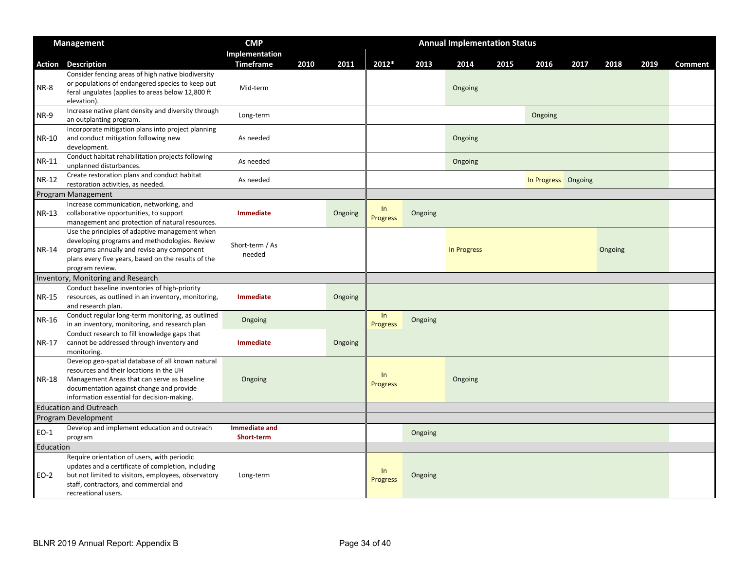| Management Action | Description | CMP Implementation Timeframe | 2010 | 2011 | 2012* | 2013 | 2014 | 2015 | 2016 | 2017 | 2018 | 2019 | Comment |
|---|---|---|---|---|---|---|---|---|---|---|---|---|---|
| NR-8 | Consider fencing areas of high native biodiversity or populations of endangered species to keep out feral ungulates (applies to areas below 12,800 ft elevation). | Mid-term | | | | | Ongoing | | | | | | |
| NR-9 | Increase native plant density and diversity through an outplanting program. | Long-term | | | | | | | Ongoing | | | | |
| NR-10 | Incorporate mitigation plans into project planning and conduct mitigation following new development. | As needed | | | | | Ongoing | | | | | | |
| NR-11 | Conduct habitat rehabilitation projects following unplanned disturbances. | As needed | | | | | Ongoing | | | | | | |
| NR-12 | Create restoration plans and conduct habitat restoration activities, as needed. | As needed | | | | | | | In Progress | Ongoing | | | |
| Program Management | | | | | | | | | | | | | |
| NR-13 | Increase communication, networking, and collaborative opportunities, to support management and protection of natural resources. | **Immediate** | | Ongoing | In Progress | Ongoing | | | | | | | |
| NR-14 | Use the principles of adaptive management when developing programs and methodologies. Review programs annually and revise any component plans every five years, based on the results of the program review. | Short-term / As needed | | | | | In Progress | | | | Ongoing | | |
| Inventory, Monitoring and Research | | | | | | | | | | | | | |
| NR-15 | Conduct baseline inventories of high-priority resources, as outlined in an inventory, monitoring, and research plan. | **Immediate** | | Ongoing | | | | | | | | | |
| NR-16 | Conduct regular long-term monitoring, as outlined in an inventory, monitoring, and research plan | Ongoing | | | In Progress | Ongoing | | | | | | | |
| NR-17 | Conduct research to fill knowledge gaps that cannot be addressed through inventory and monitoring. | **Immediate** | | Ongoing | | | | | | | | | |
| NR-18 | Develop geo-spatial database of all known natural resources and their locations in the UH Management Areas that can serve as baseline documentation against change and provide information essential for decision-making. | Ongoing | | | In Progress | | Ongoing | | | | | | |
| Education and Outreach | | | | | | | | | | | | | |
| Program Development | | | | | | | | | | | | | |
| EO-1 | Develop and implement education and outreach program | **Immediate and Short-term** | | | | Ongoing | | | | | | | |
| Education | | | | | | | | | | | | | |
| EO-2 | Require orientation of users, with periodic updates and a certificate of completion, including but not limited to visitors, employees, observatory staff, contractors, and commercial and recreational users. | Long-term | | | In Progress | Ongoing | | | | | | | |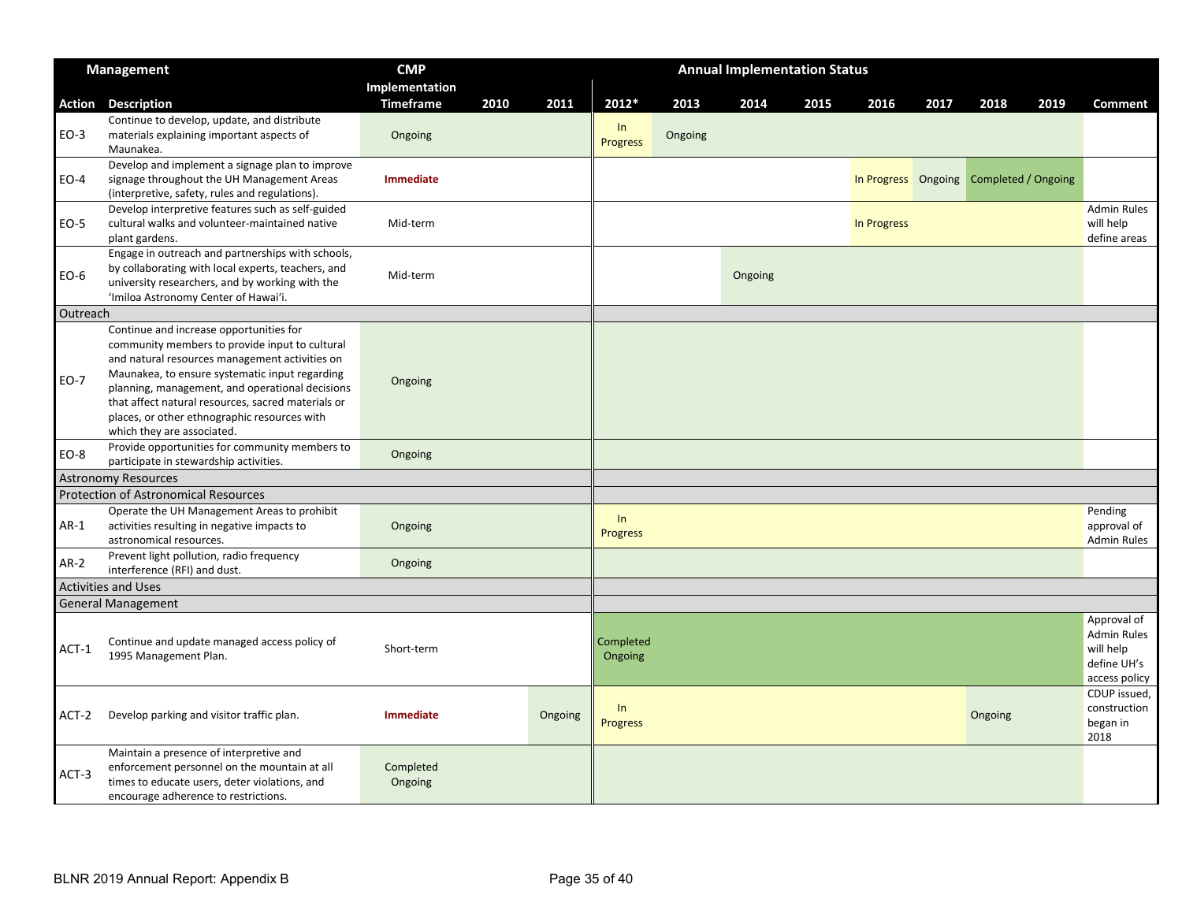| Management | | CMP Implementation Timeframe | Annual Implementation Status | | | | | | | | | | | |
|---|---|---|---|---|---|---|---|---|---|---|---|---|---|---|
| Action | Description | | 2010 | 2011 | 2012* | 2013 | 2014 | 2015 | 2016 | 2017 | 2018 | 2019 | Comment |
| EO-3 | Continue to develop, update, and distribute materials explaining important aspects of Maunakea. | Ongoing | | | In Progress | Ongoing | | | | | | | |
| EO-4 | Develop and implement a signage plan to improve signage throughout the UH Management Areas (interpretive, safety, rules and regulations). | **Immediate** | | | | | | | In Progress | Ongoing | Completed / Ongoing | | |
| EO-5 | Develop interpretive features such as self-guided cultural walks and volunteer-maintained native plant gardens. | Mid-term | | | | | | | In Progress | | | | Admin Rules will help define areas |
| EO-6 | Engage in outreach and partnerships with schools, by collaborating with local experts, teachers, and university researchers, and by working with the ʻImiloa Astronomy Center of Hawaiʻi. | Mid-term | | | | | Ongoing | | | | | | |
| Outreach | | | | | | | | | | | | | |
| EO-7 | Continue and increase opportunities for community members to provide input to cultural and natural resources management activities on Maunakea, to ensure systematic input regarding planning, management, and operational decisions that affect natural resources, sacred materials or places, or other ethnographic resources with which they are associated. | Ongoing | | | | | | | | | | | |
| EO-8 | Provide opportunities for community members to participate in stewardship activities. | Ongoing | | | | | | | | | | | |
| Astronomy Resources | | | | | | | | | | | | | |
| Protection of Astronomical Resources | | | | | | | | | | | | | |
| AR-1 | Operate the UH Management Areas to prohibit activities resulting in negative impacts to astronomical resources. | Ongoing | | | In Progress | | | | | | | | Pending approval of Admin Rules |
| AR-2 | Prevent light pollution, radio frequency interference (RFI) and dust. | Ongoing | | | | | | | | | | | |
| Activities and Uses | | | | | | | | | | | | | |
| General Management | | | | | | | | | | | | | |
| ACT-1 | Continue and update managed access policy of 1995 Management Plan. | Short-term | | | Completed Ongoing | | | | | | | | Approval of Admin Rules will help define UH's access policy |
| ACT-2 | Develop parking and visitor traffic plan. | **Immediate** | | Ongoing | In Progress | | | | | | Ongoing | | CDUP issued, construction began in 2018 |
| ACT-3 | Maintain a presence of interpretive and enforcement personnel on the mountain at all times to educate users, deter violations, and encourage adherence to restrictions. | Completed Ongoing | | | | | | | | | | | |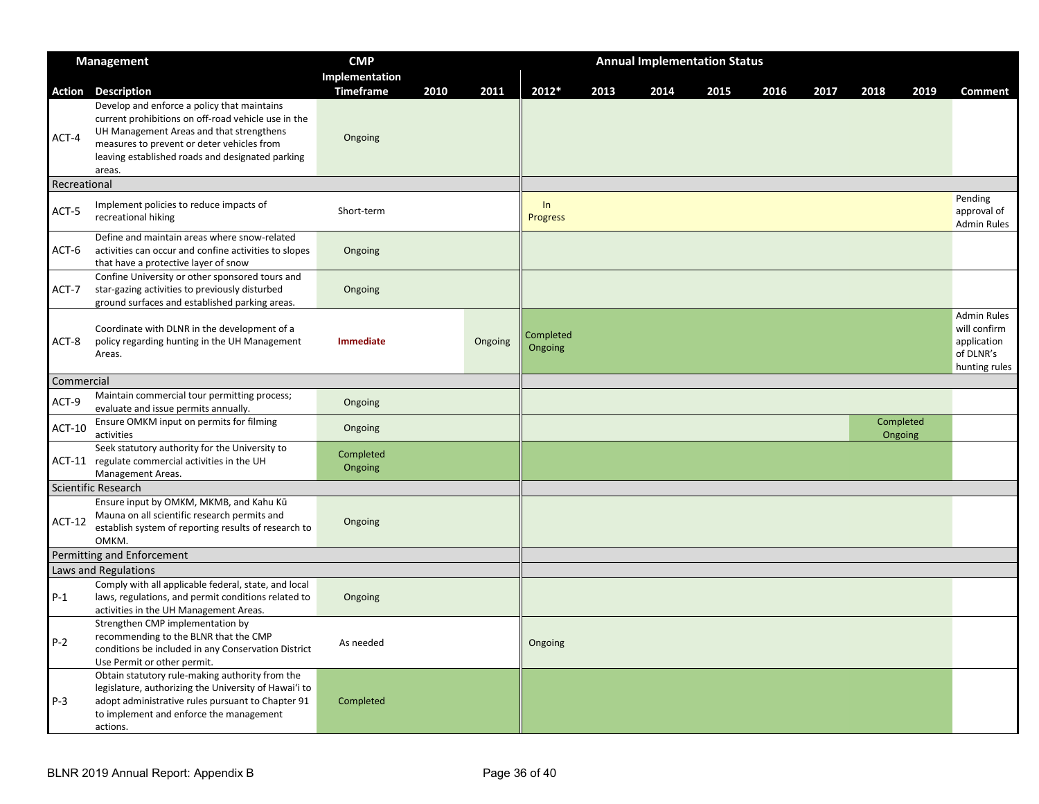| Management Action | Description | CMP Implementation Timeframe | 2010 | 2011 | 2012* | 2013 | 2014 | 2015 | 2016 | 2017 | 2018 | 2019 | Comment |
|---|---|---|---|---|---|---|---|---|---|---|---|---|---|
| ACT-4 | Develop and enforce a policy that maintains current prohibitions on off-road vehicle use in the UH Management Areas and that strengthens measures to prevent or deter vehicles from leaving established roads and designated parking areas. | Ongoing | | | | | | | | | | | |
| Recreational | | | | | | | | | | | | | |
| ACT-5 | Implement policies to reduce impacts of recreational hiking | Short-term | | | In Progress | | | | | | | | Pending approval of Admin Rules |
| ACT-6 | Define and maintain areas where snow-related activities can occur and confine activities to slopes that have a protective layer of snow | Ongoing | | | | | | | | | | | |
| ACT-7 | Confine University or other sponsored tours and star-gazing activities to previously disturbed ground surfaces and established parking areas. | Ongoing | | | | | | | | | | | |
| ACT-8 | Coordinate with DLNR in the development of a policy regarding hunting in the UH Management Areas. | **Immediate** | | Ongoing | Completed Ongoing | | | | | | | | Admin Rules will confirm application of DLNR's hunting rules |
| Commercial | | | | | | | | | | | | | |
| ACT-9 | Maintain commercial tour permitting process; evaluate and issue permits annually. | Ongoing | | | | | | | | | | | |
| ACT-10 | Ensure OMKM input on permits for filming activities | Ongoing | | | | | | | | | Completed Ongoing | | |
| ACT-11 | Seek statutory authority for the University to regulate commercial activities in the UH Management Areas. | Completed Ongoing | | | | | | | | | | | |
| Scientific Research | | | | | | | | | | | | | |
| ACT-12 | Ensure input by OMKM, MKMB, and Kahu Kū Mauna on all scientific research permits and establish system of reporting results of research to OMKM. | Ongoing | | | | | | | | | | | |
| Permitting and Enforcement | | | | | | | | | | | | | |
| Laws and Regulations | | | | | | | | | | | | | |
| P-1 | Comply with all applicable federal, state, and local laws, regulations, and permit conditions related to activities in the UH Management Areas. | Ongoing | | | | | | | | | | | |
| P-2 | Strengthen CMP implementation by recommending to the BLNR that the CMP conditions be included in any Conservation District Use Permit or other permit. | As needed | | | Ongoing | | | | | | | | |
| P-3 | Obtain statutory rule-making authority from the legislature, authorizing the University of Hawai'i to adopt administrative rules pursuant to Chapter 91 to implement and enforce the management actions. | Completed | | | | | | | | | | | |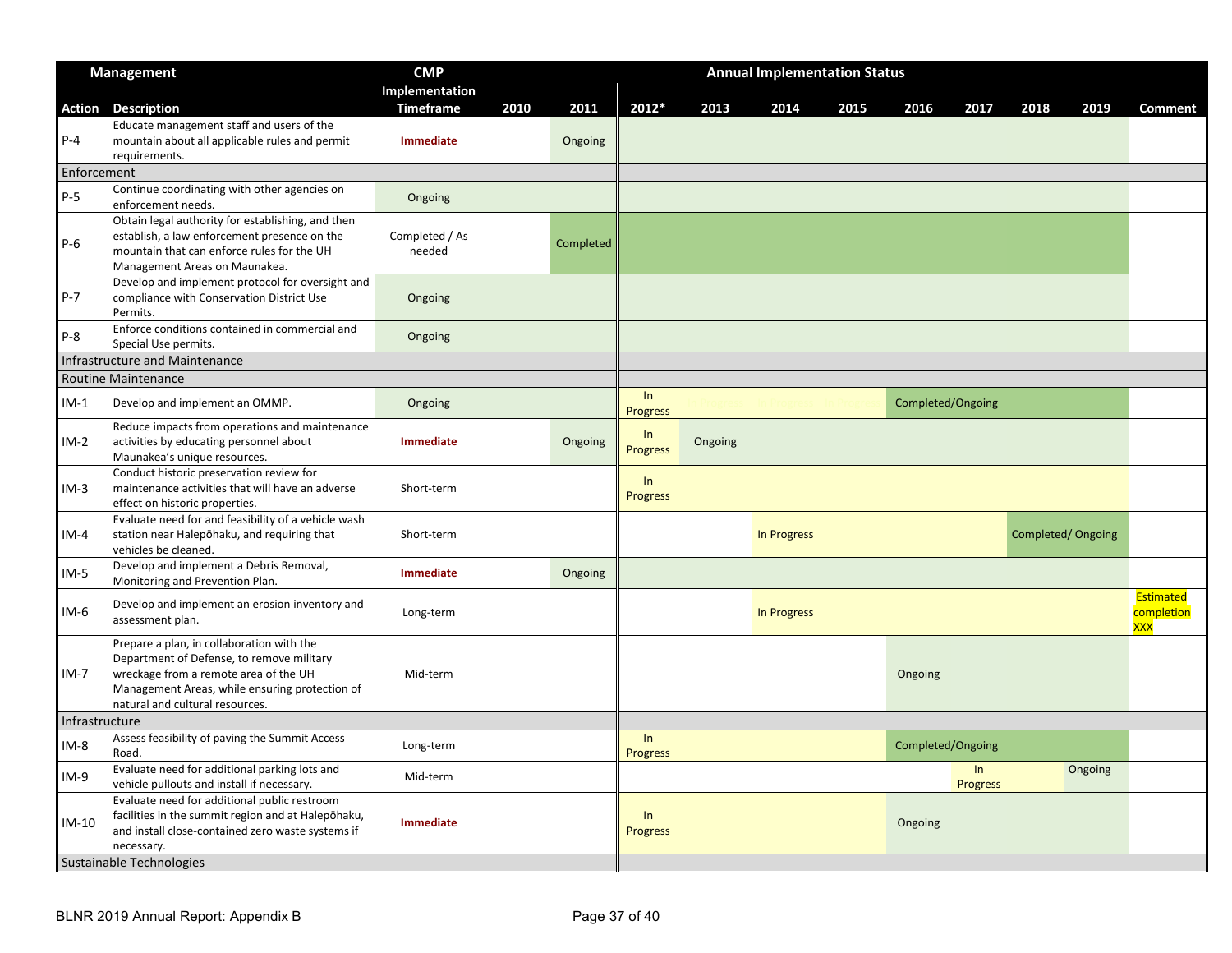| Management Action | Description | CMP Implementation Timeframe | 2010 | 2011 | 2012* | 2013 | 2014 | 2015 | 2016 | 2017 | 2018 | 2019 | Comment |
|---|---|---|---|---|---|---|---|---|---|---|---|---|---|
| P-4 | Educate management staff and users of the mountain about all applicable rules and permit requirements. | Immediate | | Ongoing | | | | | | | | | |
| Enforcement | | | | | | | | | | | | | |
| P-5 | Continue coordinating with other agencies on enforcement needs. | Ongoing | | | | | | | | | | | |
| P-6 | Obtain legal authority for establishing, and then establish, a law enforcement presence on the mountain that can enforce rules for the UH Management Areas on Maunakea. | Completed / As needed | | Completed | | | | | | | | | |
| P-7 | Develop and implement protocol for oversight and compliance with Conservation District Use Permits. | Ongoing | | | | | | | | | | | |
| P-8 | Enforce conditions contained in commercial and Special Use permits. | Ongoing | | | | | | | | | | | |
| Infrastructure and Maintenance | | | | | | | | | | | | | |
| Routine Maintenance | | | | | | | | | | | | | |
| IM-1 | Develop and implement an OMMP. | Ongoing | | | In Progress | | | | Completed/Ongoing | | | | |
| IM-2 | Reduce impacts from operations and maintenance activities by educating personnel about Maunakea's unique resources. | Immediate | | Ongoing | In Progress | Ongoing | | | | | | | |
| IM-3 | Conduct historic preservation review for maintenance activities that will have an adverse effect on historic properties. | Short-term | | | In Progress | | | | | | | | |
| IM-4 | Evaluate need for and feasibility of a vehicle wash station near Halepōhaku, and requiring that vehicles be cleaned. | Short-term | | | | | In Progress | | | | Completed/ Ongoing | | |
| IM-5 | Develop and implement a Debris Removal, Monitoring and Prevention Plan. | Immediate | | Ongoing | | | | | | | | | |
| IM-6 | Develop and implement an erosion inventory and assessment plan. | Long-term | | | | | In Progress | | | | | | Estimated completion XXX |
| IM-7 | Prepare a plan, in collaboration with the Department of Defense, to remove military wreckage from a remote area of the UH Management Areas, while ensuring protection of natural and cultural resources. | Mid-term | | | | | | | Ongoing | | | | |
| Infrastructure | | | | | | | | | | | | | |
| IM-8 | Assess feasibility of paving the Summit Access Road. | Long-term | | | In Progress | | | | Completed/Ongoing | | | | |
| IM-9 | Evaluate need for additional parking lots and vehicle pullouts and install if necessary. | Mid-term | | | | | | | | In Progress | | Ongoing | |
| IM-10 | Evaluate need for additional public restroom facilities in the summit region and at Halepōhaku, and install close-contained zero waste systems if necessary. | Immediate | | | In Progress | | | | Ongoing | | | | |
| Sustainable Technologies | | | | | | | | | | | | | |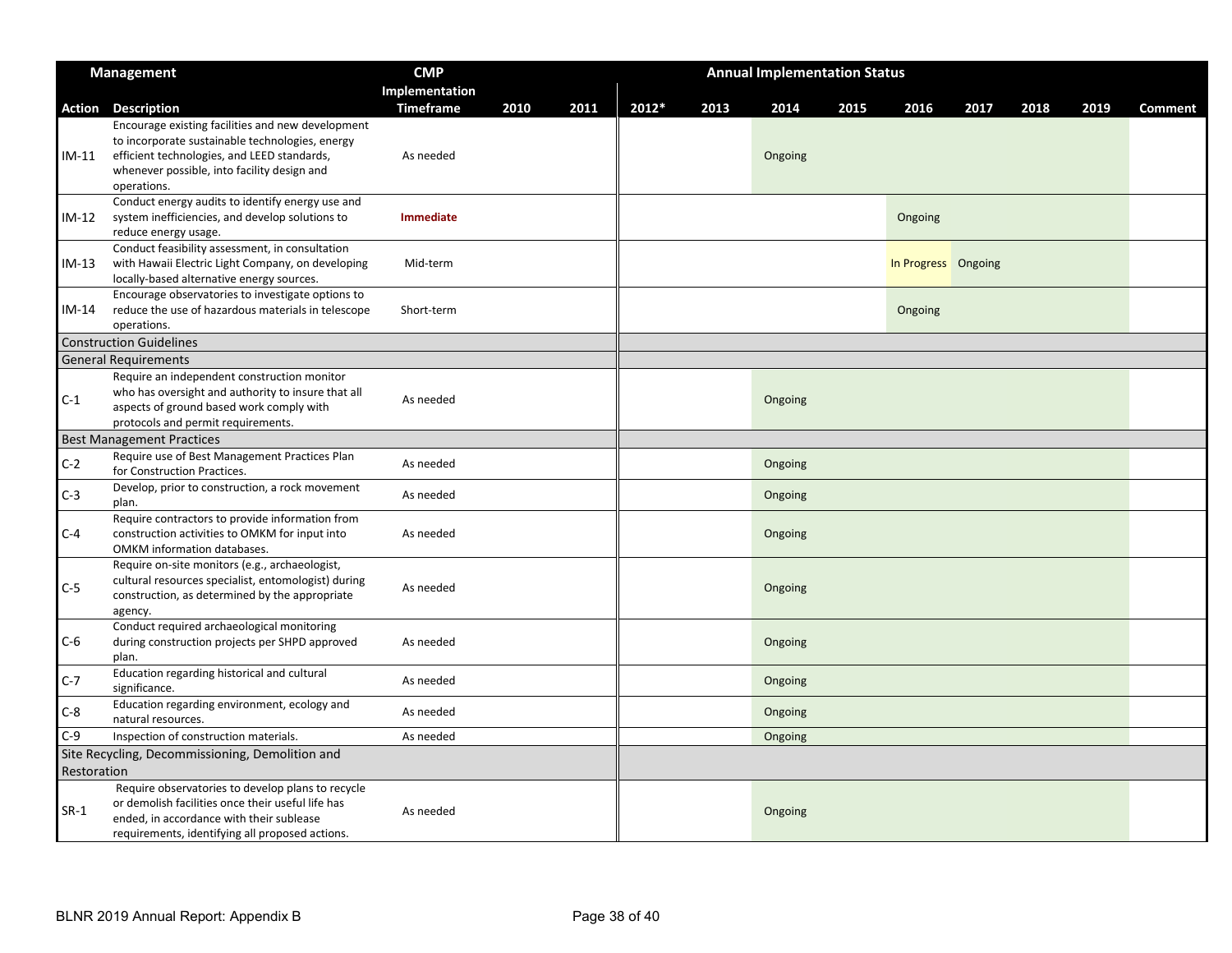| Management Action | Description | CMP Implementation Timeframe | 2010 | 2011 | 2012* | 2013 | 2014 | 2015 | 2016 | 2017 | 2018 | 2019 | Comment |
|---|---|---|---|---|---|---|---|---|---|---|---|---|---|
| IM-11 | Encourage existing facilities and new development to incorporate sustainable technologies, energy efficient technologies, and LEED standards, whenever possible, into facility design and operations. | As needed | | | | | Ongoing | | | | | | |
| IM-12 | Conduct energy audits to identify energy use and system inefficiencies, and develop solutions to reduce energy usage. | **Immediate** | | | | | | | Ongoing | | | | |
| IM-13 | Conduct feasibility assessment, in consultation with Hawaii Electric Light Company, on developing locally-based alternative energy sources. | Mid-term | | | | | | | In Progress | Ongoing | | | |
| IM-14 | Encourage observatories to investigate options to reduce the use of hazardous materials in telescope operations. | Short-term | | | | | | | Ongoing | | | | |
| Construction Guidelines | | | | | | | | | | | | | |
| General Requirements | | | | | | | | | | | | | |
| C-1 | Require an independent construction monitor who has oversight and authority to insure that all aspects of ground based work comply with protocols and permit requirements. | As needed | | | | | Ongoing | | | | | | |
| Best Management Practices | | | | | | | | | | | | | |
| C-2 | Require use of Best Management Practices Plan for Construction Practices. | As needed | | | | | Ongoing | | | | | | |
| C-3 | Develop, prior to construction, a rock movement plan. | As needed | | | | | Ongoing | | | | | | |
| C-4 | Require contractors to provide information from construction activities to OMKM for input into OMKM information databases. | As needed | | | | | Ongoing | | | | | | |
| C-5 | Require on-site monitors (e.g., archaeologist, cultural resources specialist, entomologist) during construction, as determined by the appropriate agency. | As needed | | | | | Ongoing | | | | | | |
| C-6 | Conduct required archaeological monitoring during construction projects per SHPD approved plan. | As needed | | | | | Ongoing | | | | | | |
| C-7 | Education regarding historical and cultural significance. | As needed | | | | | Ongoing | | | | | | |
| C-8 | Education regarding environment, ecology and natural resources. | As needed | | | | | Ongoing | | | | | | |
| C-9 | Inspection of construction materials. | As needed | | | | | Ongoing | | | | | | |
| Site Recycling, Decommissioning, Demolition and Restoration | | | | | | | | | | | | | |
| SR-1 | Require observatories to develop plans to recycle or demolish facilities once their useful life has ended, in accordance with their sublease requirements, identifying all proposed actions. | As needed | | | | | Ongoing | | | | | | |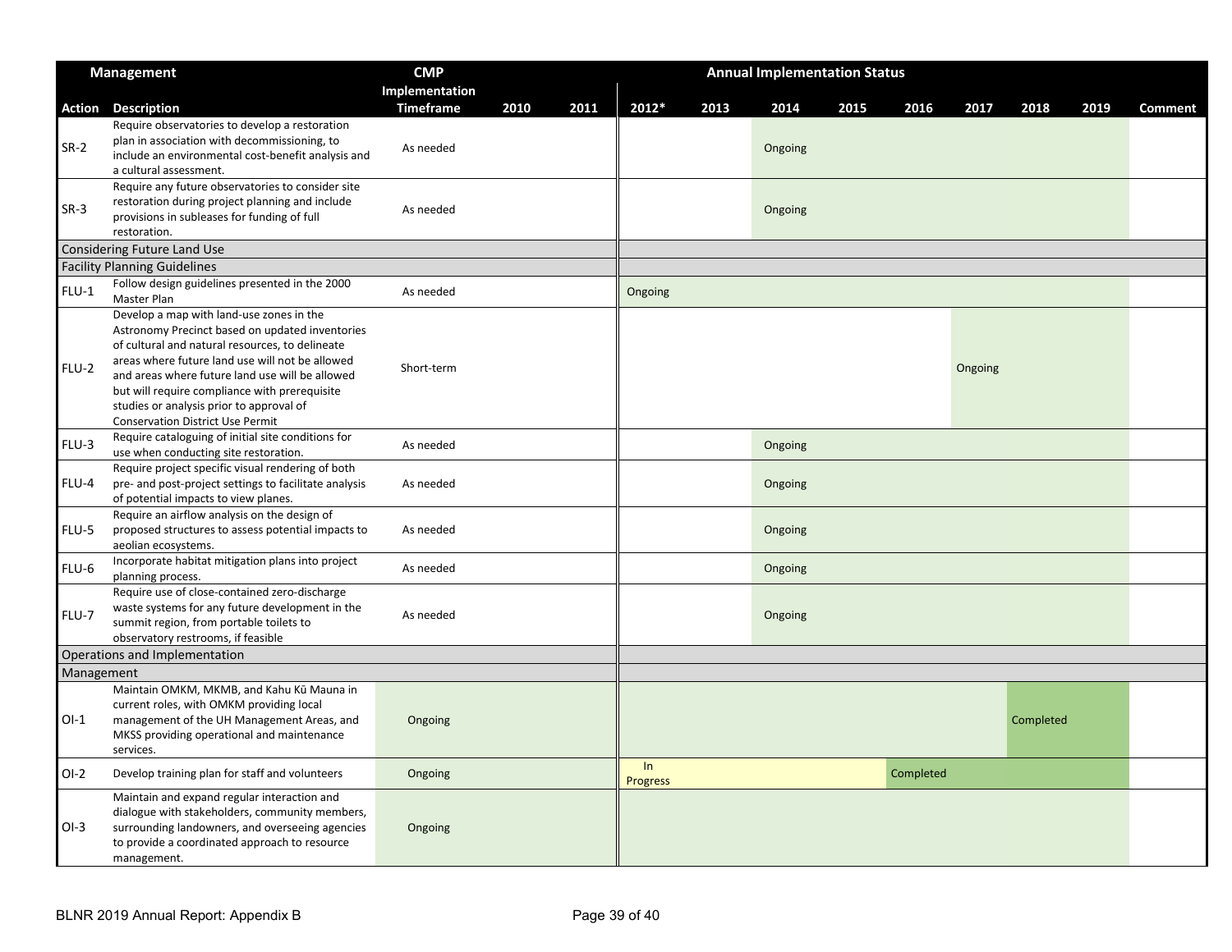| Management Action | Description | CMP Implementation Timeframe | 2010 | 2011 | 2012* | 2013 | 2014 | 2015 | 2016 | 2017 | 2018 | 2019 | Comment |
|---|---|---|---|---|---|---|---|---|---|---|---|---|---|
| SR-2 | Require observatories to develop a restoration plan in association with decommissioning, to include an environmental cost-benefit analysis and a cultural assessment. | As needed | | | | | Ongoing | | | | | | |
| SR-3 | Require any future observatories to consider site restoration during project planning and include provisions in subleases for funding of full restoration. | As needed | | | | | Ongoing | | | | | | |
| Considering Future Land Use | | | | | | | | | | | | | |
| Facility Planning Guidelines | | | | | | | | | | | | | |
| FLU-1 | Follow design guidelines presented in the 2000 Master Plan | As needed | | | Ongoing | | | | | | | | |
| FLU-2 | Develop a map with land-use zones in the Astronomy Precinct based on updated inventories of cultural and natural resources, to delineate areas where future land use will not be allowed and areas where future land use will be allowed but will require compliance with prerequisite studies or analysis prior to approval of Conservation District Use Permit | Short-term | | | | | | | | Ongoing | | | |
| FLU-3 | Require cataloguing of initial site conditions for use when conducting site restoration. | As needed | | | | | Ongoing | | | | | | |
| FLU-4 | Require project specific visual rendering of both pre- and post-project settings to facilitate analysis of potential impacts to view planes. | As needed | | | | | Ongoing | | | | | | |
| FLU-5 | Require an airflow analysis on the design of proposed structures to assess potential impacts to aeolian ecosystems. | As needed | | | | | Ongoing | | | | | | |
| FLU-6 | Incorporate habitat mitigation plans into project planning process. | As needed | | | | | Ongoing | | | | | | |
| FLU-7 | Require use of close-contained zero-discharge waste systems for any future development in the summit region, from portable toilets to observatory restrooms, if feasible | As needed | | | | | Ongoing | | | | | | |
| Operations and Implementation | | | | | | | | | | | | | |
| Management | | | | | | | | | | | | | |
| OI-1 | Maintain OMKM, MKMB, and Kahu Kū Mauna in current roles, with OMKM providing local management of the UH Management Areas, and MKSS providing operational and maintenance services. | Ongoing | | | | | | | | | Completed | | |
| OI-2 | Develop training plan for staff and volunteers | Ongoing | | | In Progress | | | | Completed | | | | |
| OI-3 | Maintain and expand regular interaction and dialogue with stakeholders, community members, surrounding landowners, and overseeing agencies to provide a coordinated approach to resource management. | Ongoing | | | | | | | | | | | |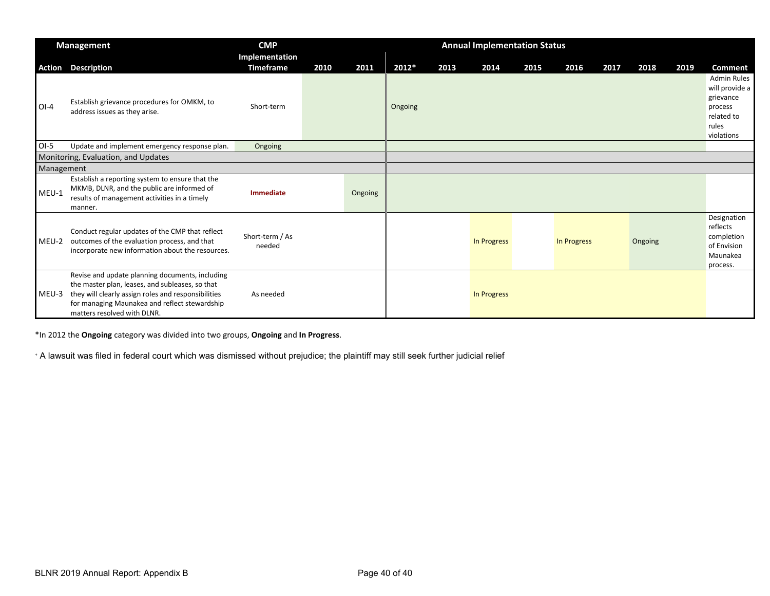| Management Action | Description | CMP Implementation Timeframe | 2010 | 2011 | 2012* | 2013 | 2014 | 2015 | 2016 | 2017 | 2018 | 2019 | Comment |
|---|---|---|---|---|---|---|---|---|---|---|---|---|---|
| OI-4 | Establish grievance procedures for OMKM, to address issues as they arise. | Short-term | | | Ongoing | | | | | | | | Admin Rules will provide a grievance process related to rules violations |
| OI-5 | Update and implement emergency response plan. | Ongoing | | | | | | | | | | | |
| Monitoring, Evaluation, and Updates | | | | | | | | | | | | | |
| Management | | | | | | | | | | | | | |
| MEU-1 | Establish a reporting system to ensure that the MKMB, DLNR, and the public are informed of results of management activities in a timely manner. | **Immediate** | | Ongoing | | | | | | | | | |
| MEU-2 | Conduct regular updates of the CMP that reflect outcomes of the evaluation process, and that incorporate new information about the resources. | Short-term / As needed | | | | | In Progress | | In Progress | | Ongoing | | Designation reflects completion of Envision Maunakea process. |
| MEU-3 | Revise and update planning documents, including the master plan, leases, and subleases, so that they will clearly assign roles and responsibilities for managing Maunakea and reflect stewardship matters resolved with DLNR. | As needed | | | | | In Progress | | | | | | |

*In 2012 the **Ongoing** category was divided into two groups, **Ongoing** and **In Progress**.

+ A lawsuit was filed in federal court which was dismissed without prejudice; the plaintiff may still seek further judicial relief